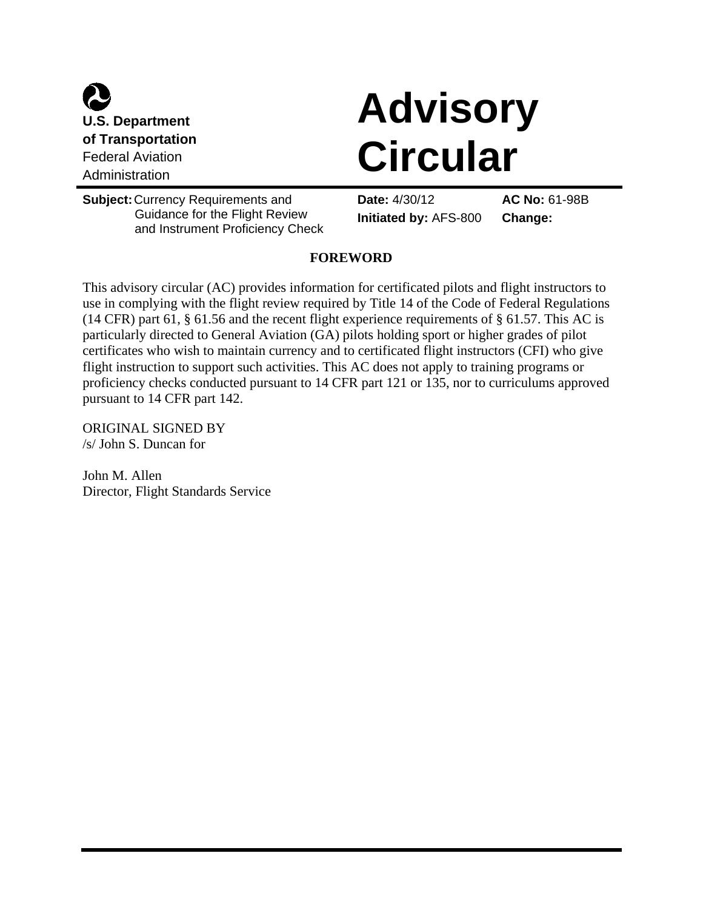**U.S. Department of Transportation**
Federal Aviation Administration

# Advisory Circular

**Subject:** Currency Requirements and Guidance for the Flight Review and Instrument Proficiency Check

**Date:** 4/30/12

**Initiated by:** AFS-800

**AC No:** 61-98B

**Change:**

## FOREWORD

This advisory circular (AC) provides information for certificated pilots and flight instructors to use in complying with the flight review required by Title 14 of the Code of Federal Regulations (14 CFR) part 61, § 61.56 and the recent flight experience requirements of § 61.57. This AC is particularly directed to General Aviation (GA) pilots holding sport or higher grades of pilot certificates who wish to maintain currency and to certificated flight instructors (CFI) who give flight instruction to support such activities. This AC does not apply to training programs or proficiency checks conducted pursuant to 14 CFR part 121 or 135, nor to curriculums approved pursuant to 14 CFR part 142.

ORIGINAL SIGNED BY
/s/ John S. Duncan for

John M. Allen
Director, Flight Standards Service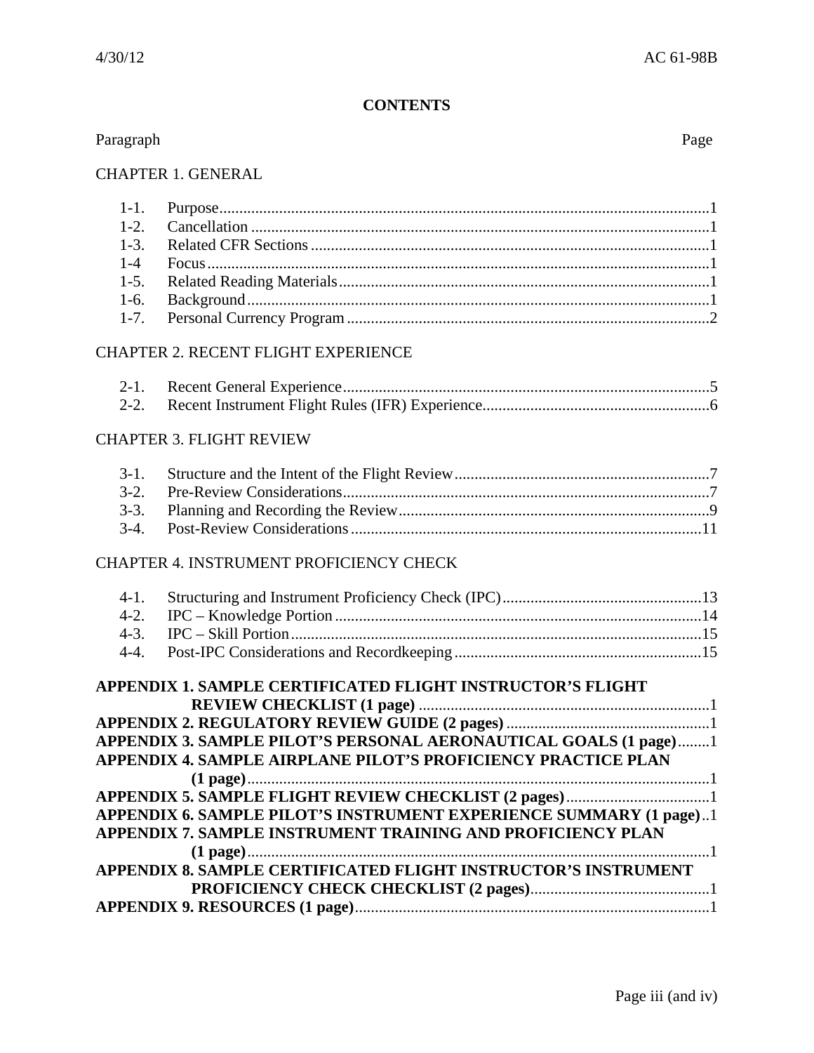# CONTENTS

| Paragraph | | Page |
|---|---|---|
| **CHAPTER 1. GENERAL** | | |
| 1-1. | Purpose | 1 |
| 1-2. | Cancellation | 1 |
| 1-3. | Related CFR Sections | 1 |
| 1-4 | Focus | 1 |
| 1-5. | Related Reading Materials | 1 |
| 1-6. | Background | 1 |
| 1-7. | Personal Currency Program | 2 |
| **CHAPTER 2. RECENT FLIGHT EXPERIENCE** | | |
| 2-1. | Recent General Experience | 5 |
| 2-2. | Recent Instrument Flight Rules (IFR) Experience | 6 |
| **CHAPTER 3. FLIGHT REVIEW** | | |
| 3-1. | Structure and the Intent of the Flight Review | 7 |
| 3-2. | Pre-Review Considerations | 7 |
| 3-3. | Planning and Recording the Review | 9 |
| 3-4. | Post-Review Considerations | 11 |
| **CHAPTER 4. INSTRUMENT PROFICIENCY CHECK** | | |
| 4-1. | Structuring and Instrument Proficiency Check (IPC) | 13 |
| 4-2. | IPC – Knowledge Portion | 14 |
| 4-3. | IPC – Skill Portion | 15 |
| 4-4. | Post-IPC Considerations and Recordkeeping | 15 |

**APPENDIX 1. SAMPLE CERTIFICATED FLIGHT INSTRUCTOR'S FLIGHT REVIEW CHECKLIST (1 page)** ........ 1

**APPENDIX 2. REGULATORY REVIEW GUIDE (2 pages)** ........ 1

**APPENDIX 3. SAMPLE PILOT'S PERSONAL AERONAUTICAL GOALS (1 page)** ........ 1

**APPENDIX 4. SAMPLE AIRPLANE PILOT'S PROFICIENCY PRACTICE PLAN (1 page)** ........ 1

**APPENDIX 5. SAMPLE FLIGHT REVIEW CHECKLIST (2 pages)** ........ 1

**APPENDIX 6. SAMPLE PILOT'S INSTRUMENT EXPERIENCE SUMMARY (1 page)** ........ 1

**APPENDIX 7. SAMPLE INSTRUMENT TRAINING AND PROFICIENCY PLAN (1 page)** ........ 1

**APPENDIX 8. SAMPLE CERTIFICATED FLIGHT INSTRUCTOR'S INSTRUMENT PROFICIENCY CHECK CHECKLIST (2 pages)** ........ 1

**APPENDIX 9. RESOURCES (1 page)** ........ 1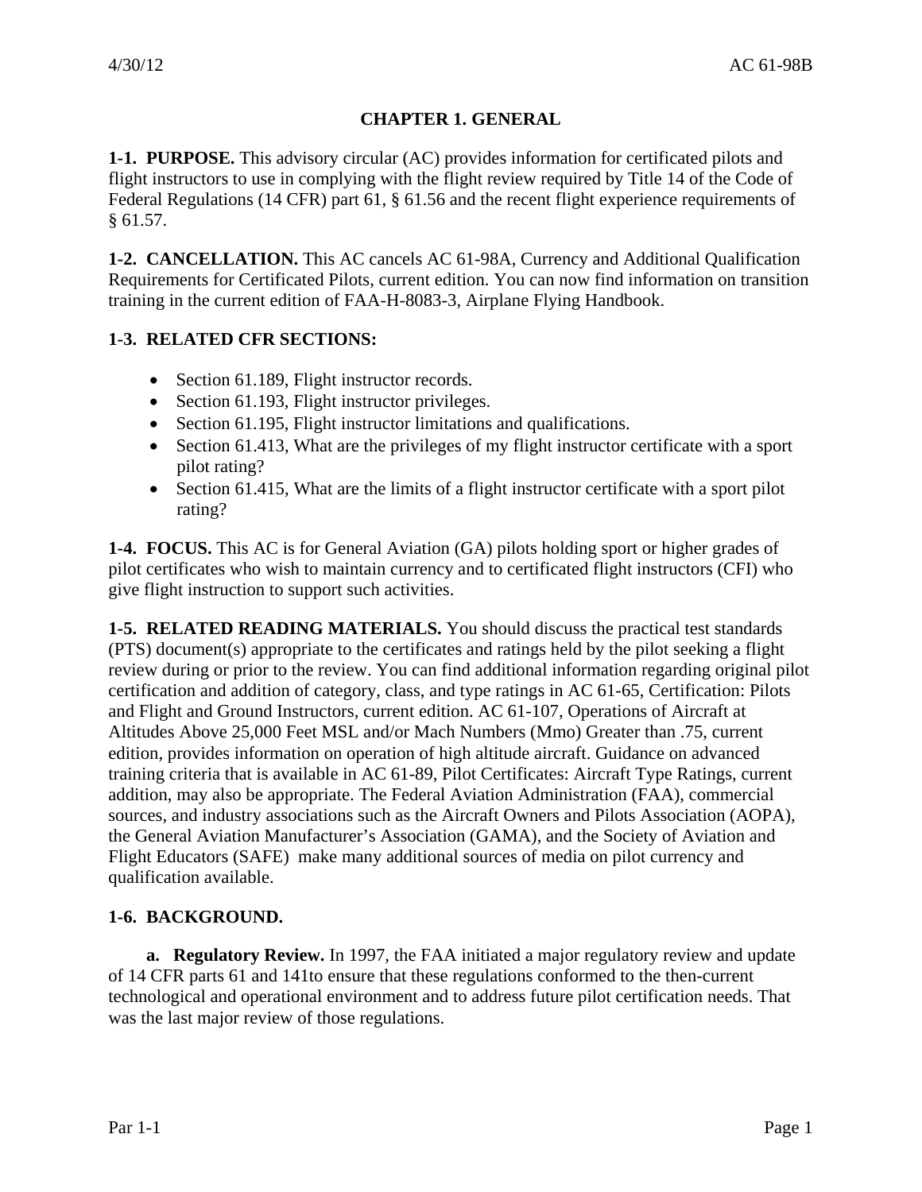## CHAPTER 1. GENERAL

**1-1. PURPOSE.** This advisory circular (AC) provides information for certificated pilots and flight instructors to use in complying with the flight review required by Title 14 of the Code of Federal Regulations (14 CFR) part 61, § 61.56 and the recent flight experience requirements of § 61.57.

**1-2. CANCELLATION.** This AC cancels AC 61-98A, Currency and Additional Qualification Requirements for Certificated Pilots, current edition. You can now find information on transition training in the current edition of FAA-H-8083-3, Airplane Flying Handbook.

**1-3. RELATED CFR SECTIONS:**

- Section 61.189, Flight instructor records.
- Section 61.193, Flight instructor privileges.
- Section 61.195, Flight instructor limitations and qualifications.
- Section 61.413, What are the privileges of my flight instructor certificate with a sport pilot rating?
- Section 61.415, What are the limits of a flight instructor certificate with a sport pilot rating?

**1-4. FOCUS.** This AC is for General Aviation (GA) pilots holding sport or higher grades of pilot certificates who wish to maintain currency and to certificated flight instructors (CFI) who give flight instruction to support such activities.

**1-5. RELATED READING MATERIALS.** You should discuss the practical test standards (PTS) document(s) appropriate to the certificates and ratings held by the pilot seeking a flight review during or prior to the review. You can find additional information regarding original pilot certification and addition of category, class, and type ratings in AC 61-65, Certification: Pilots and Flight and Ground Instructors, current edition. AC 61-107, Operations of Aircraft at Altitudes Above 25,000 Feet MSL and/or Mach Numbers (Mmo) Greater than .75, current edition, provides information on operation of high altitude aircraft. Guidance on advanced training criteria that is available in AC 61-89, Pilot Certificates: Aircraft Type Ratings, current addition, may also be appropriate. The Federal Aviation Administration (FAA), commercial sources, and industry associations such as the Aircraft Owners and Pilots Association (AOPA), the General Aviation Manufacturer's Association (GAMA), and the Society of Aviation and Flight Educators (SAFE) make many additional sources of media on pilot currency and qualification available.

**1-6. BACKGROUND.**

**a. Regulatory Review.** In 1997, the FAA initiated a major regulatory review and update of 14 CFR parts 61 and 141to ensure that these regulations conformed to the then-current technological and operational environment and to address future pilot certification needs. That was the last major review of those regulations.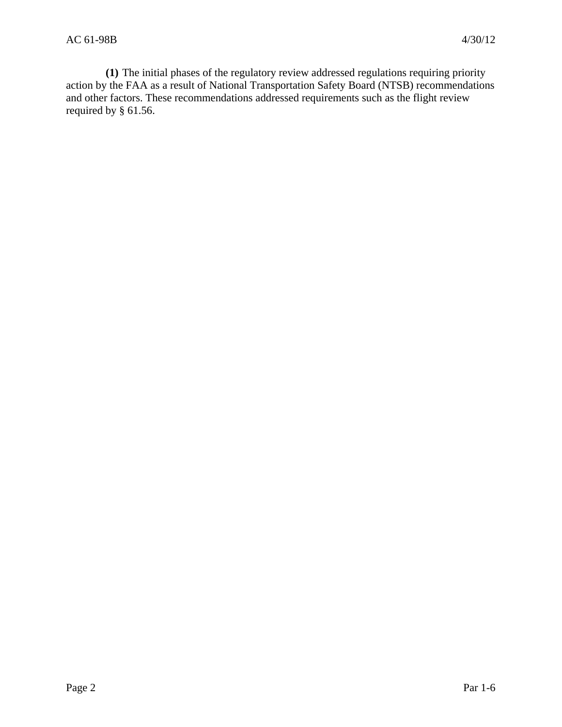**(1)** The initial phases of the regulatory review addressed regulations requiring priority action by the FAA as a result of National Transportation Safety Board (NTSB) recommendations and other factors. These recommendations addressed requirements such as the flight review required by § 61.56.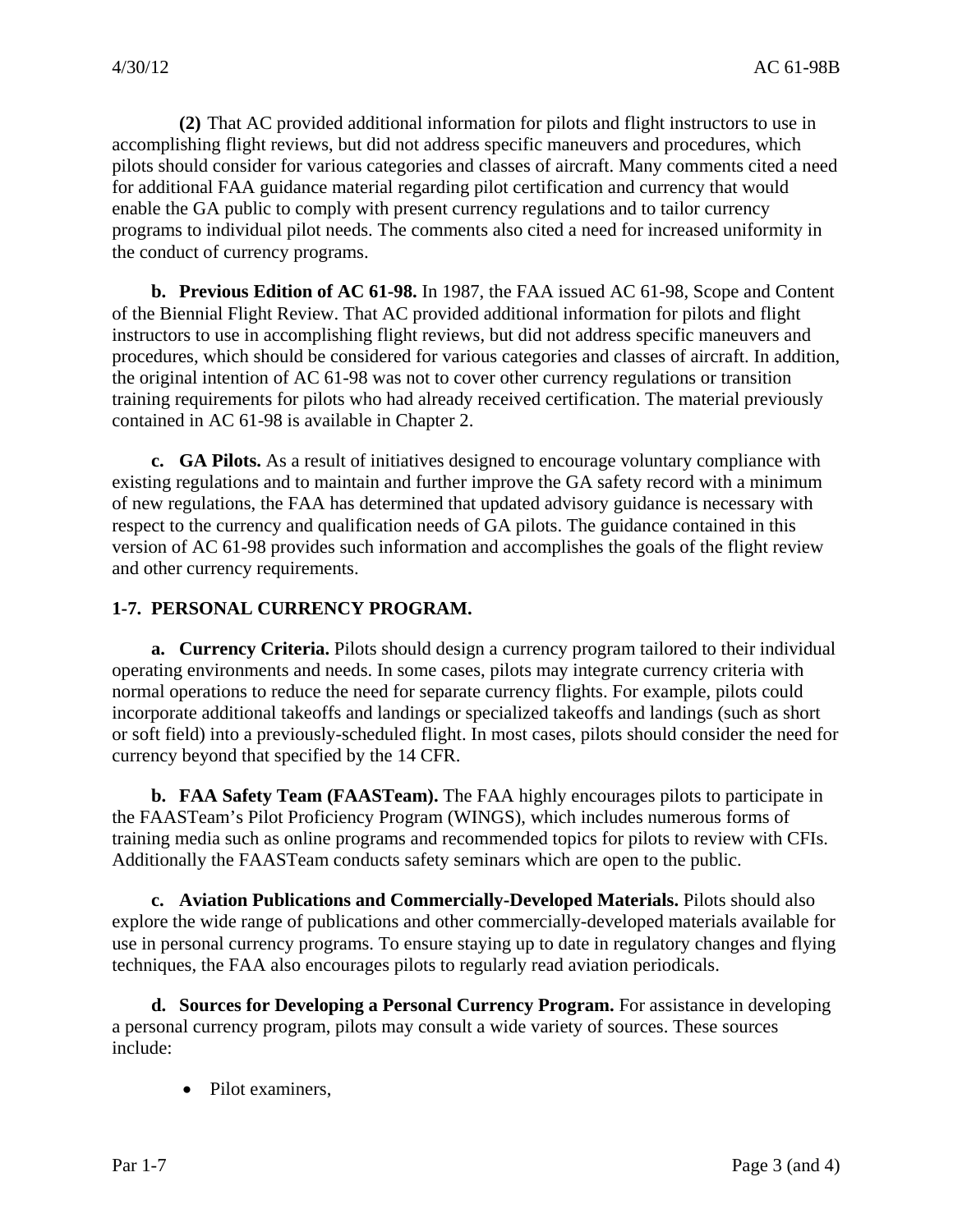(2) That AC provided additional information for pilots and flight instructors to use in accomplishing flight reviews, but did not address specific maneuvers and procedures, which pilots should consider for various categories and classes of aircraft. Many comments cited a need for additional FAA guidance material regarding pilot certification and currency that would enable the GA public to comply with present currency regulations and to tailor currency programs to individual pilot needs. The comments also cited a need for increased uniformity in the conduct of currency programs.

**b. Previous Edition of AC 61-98.** In 1987, the FAA issued AC 61-98, Scope and Content of the Biennial Flight Review. That AC provided additional information for pilots and flight instructors to use in accomplishing flight reviews, but did not address specific maneuvers and procedures, which should be considered for various categories and classes of aircraft. In addition, the original intention of AC 61-98 was not to cover other currency regulations or transition training requirements for pilots who had already received certification. The material previously contained in AC 61-98 is available in Chapter 2.

**c. GA Pilots.** As a result of initiatives designed to encourage voluntary compliance with existing regulations and to maintain and further improve the GA safety record with a minimum of new regulations, the FAA has determined that updated advisory guidance is necessary with respect to the currency and qualification needs of GA pilots. The guidance contained in this version of AC 61-98 provides such information and accomplishes the goals of the flight review and other currency requirements.

## 1-7. PERSONAL CURRENCY PROGRAM.

**a. Currency Criteria.** Pilots should design a currency program tailored to their individual operating environments and needs. In some cases, pilots may integrate currency criteria with normal operations to reduce the need for separate currency flights. For example, pilots could incorporate additional takeoffs and landings or specialized takeoffs and landings (such as short or soft field) into a previously-scheduled flight. In most cases, pilots should consider the need for currency beyond that specified by the 14 CFR.

**b. FAA Safety Team (FAASTeam).** The FAA highly encourages pilots to participate in the FAASTeam's Pilot Proficiency Program (WINGS), which includes numerous forms of training media such as online programs and recommended topics for pilots to review with CFIs. Additionally the FAASTeam conducts safety seminars which are open to the public.

**c. Aviation Publications and Commercially-Developed Materials.** Pilots should also explore the wide range of publications and other commercially-developed materials available for use in personal currency programs. To ensure staying up to date in regulatory changes and flying techniques, the FAA also encourages pilots to regularly read aviation periodicals.

**d. Sources for Developing a Personal Currency Program.** For assistance in developing a personal currency program, pilots may consult a wide variety of sources. These sources include:

- Pilot examiners,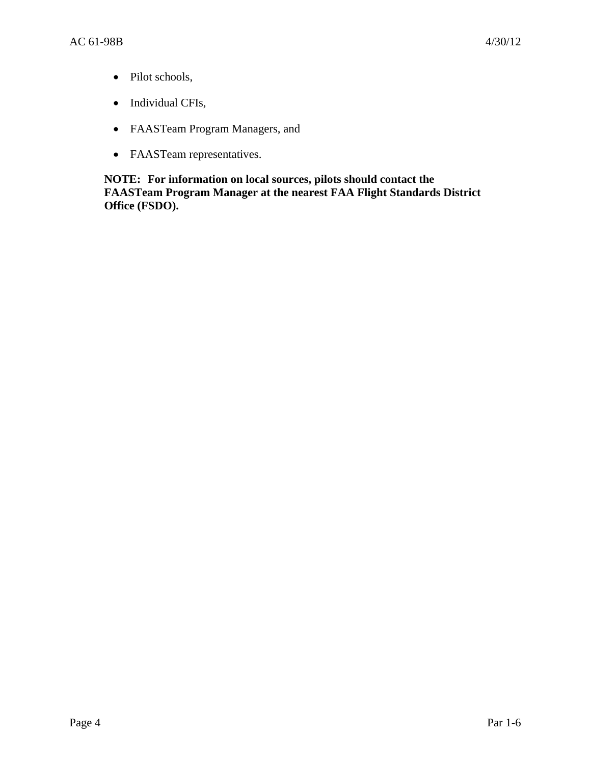- Pilot schools,
- Individual CFIs,
- FAASTeam Program Managers, and
- FAASTeam representatives.

**NOTE: For information on local sources, pilots should contact the FAASTeam Program Manager at the nearest FAA Flight Standards District Office (FSDO).**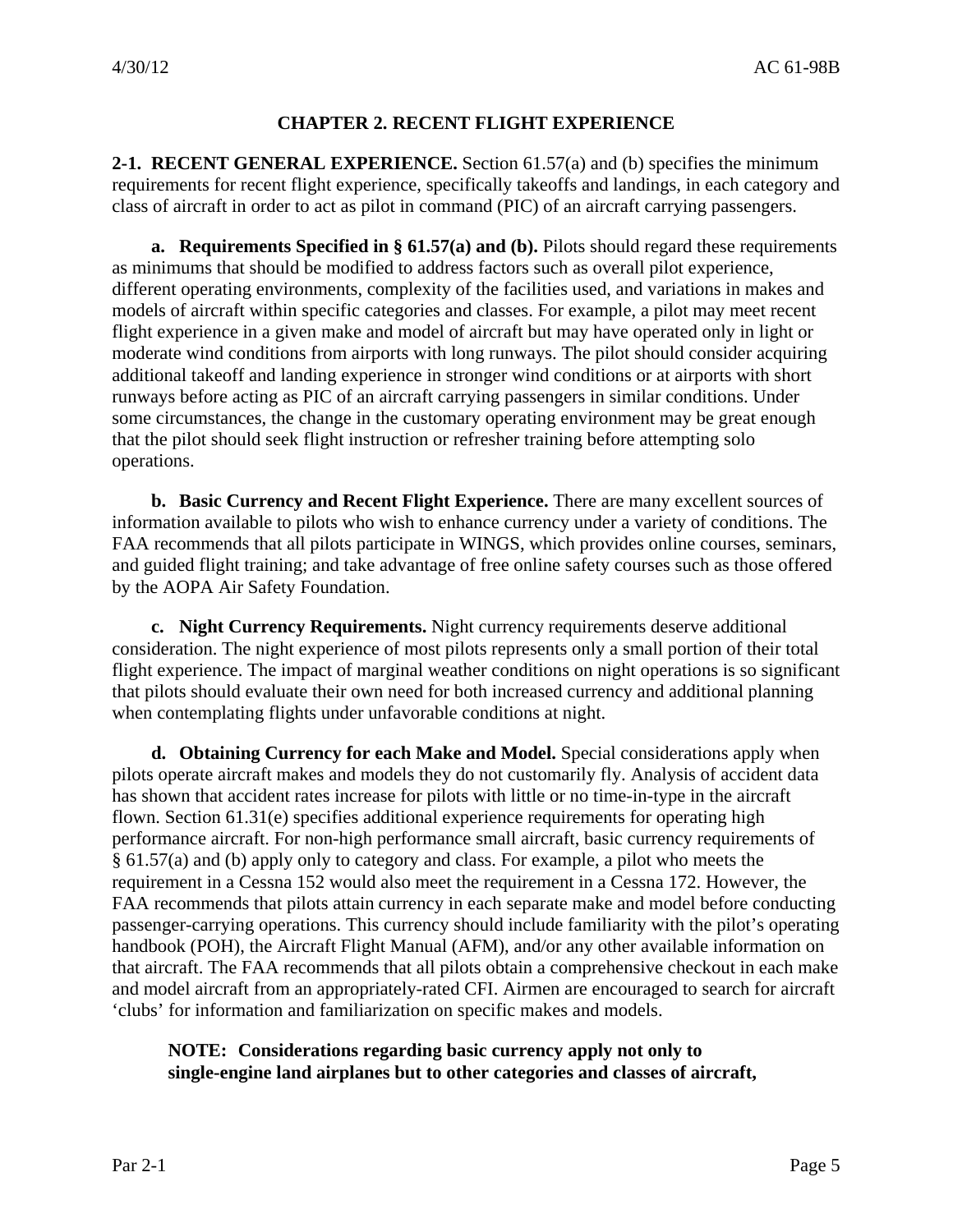## CHAPTER 2. RECENT FLIGHT EXPERIENCE

**2-1. RECENT GENERAL EXPERIENCE.** Section 61.57(a) and (b) specifies the minimum requirements for recent flight experience, specifically takeoffs and landings, in each category and class of aircraft in order to act as pilot in command (PIC) of an aircraft carrying passengers.

**a. Requirements Specified in § 61.57(a) and (b).** Pilots should regard these requirements as minimums that should be modified to address factors such as overall pilot experience, different operating environments, complexity of the facilities used, and variations in makes and models of aircraft within specific categories and classes. For example, a pilot may meet recent flight experience in a given make and model of aircraft but may have operated only in light or moderate wind conditions from airports with long runways. The pilot should consider acquiring additional takeoff and landing experience in stronger wind conditions or at airports with short runways before acting as PIC of an aircraft carrying passengers in similar conditions. Under some circumstances, the change in the customary operating environment may be great enough that the pilot should seek flight instruction or refresher training before attempting solo operations.

**b. Basic Currency and Recent Flight Experience.** There are many excellent sources of information available to pilots who wish to enhance currency under a variety of conditions. The FAA recommends that all pilots participate in WINGS, which provides online courses, seminars, and guided flight training; and take advantage of free online safety courses such as those offered by the AOPA Air Safety Foundation.

**c. Night Currency Requirements.** Night currency requirements deserve additional consideration. The night experience of most pilots represents only a small portion of their total flight experience. The impact of marginal weather conditions on night operations is so significant that pilots should evaluate their own need for both increased currency and additional planning when contemplating flights under unfavorable conditions at night.

**d. Obtaining Currency for each Make and Model.** Special considerations apply when pilots operate aircraft makes and models they do not customarily fly. Analysis of accident data has shown that accident rates increase for pilots with little or no time-in-type in the aircraft flown. Section 61.31(e) specifies additional experience requirements for operating high performance aircraft. For non-high performance small aircraft, basic currency requirements of § 61.57(a) and (b) apply only to category and class. For example, a pilot who meets the requirement in a Cessna 152 would also meet the requirement in a Cessna 172. However, the FAA recommends that pilots attain currency in each separate make and model before conducting passenger-carrying operations. This currency should include familiarity with the pilot's operating handbook (POH), the Aircraft Flight Manual (AFM), and/or any other available information on that aircraft. The FAA recommends that all pilots obtain a comprehensive checkout in each make and model aircraft from an appropriately-rated CFI. Airmen are encouraged to search for aircraft 'clubs' for information and familiarization on specific makes and models.

**NOTE: Considerations regarding basic currency apply not only to single-engine land airplanes but to other categories and classes of aircraft,**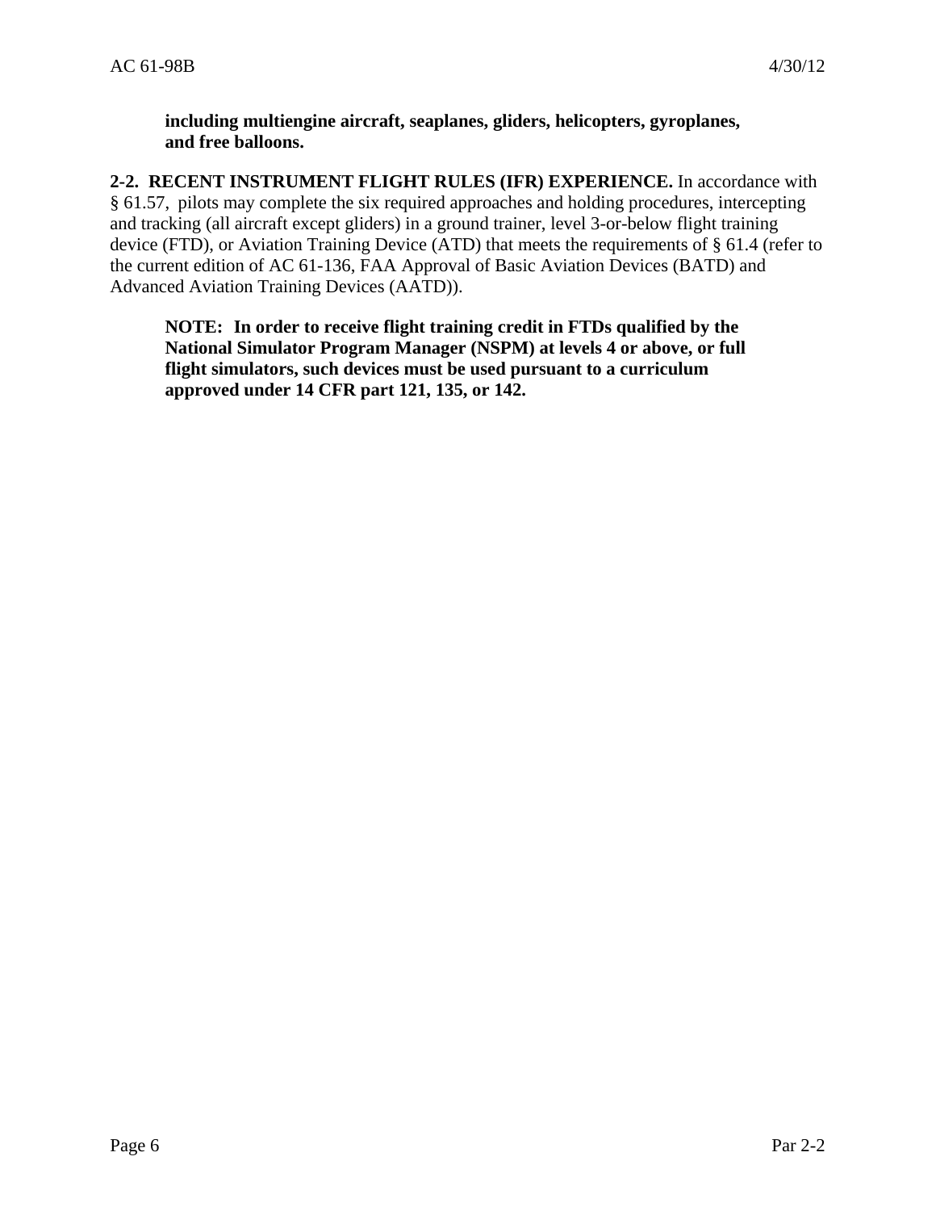**including multiengine aircraft, seaplanes, gliders, helicopters, gyroplanes, and free balloons.**

**2-2. RECENT INSTRUMENT FLIGHT RULES (IFR) EXPERIENCE.** In accordance with § 61.57, pilots may complete the six required approaches and holding procedures, intercepting and tracking (all aircraft except gliders) in a ground trainer, level 3-or-below flight training device (FTD), or Aviation Training Device (ATD) that meets the requirements of § 61.4 (refer to the current edition of AC 61-136, FAA Approval of Basic Aviation Devices (BATD) and Advanced Aviation Training Devices (AATD)).

**NOTE: In order to receive flight training credit in FTDs qualified by the National Simulator Program Manager (NSPM) at levels 4 or above, or full flight simulators, such devices must be used pursuant to a curriculum approved under 14 CFR part 121, 135, or 142.**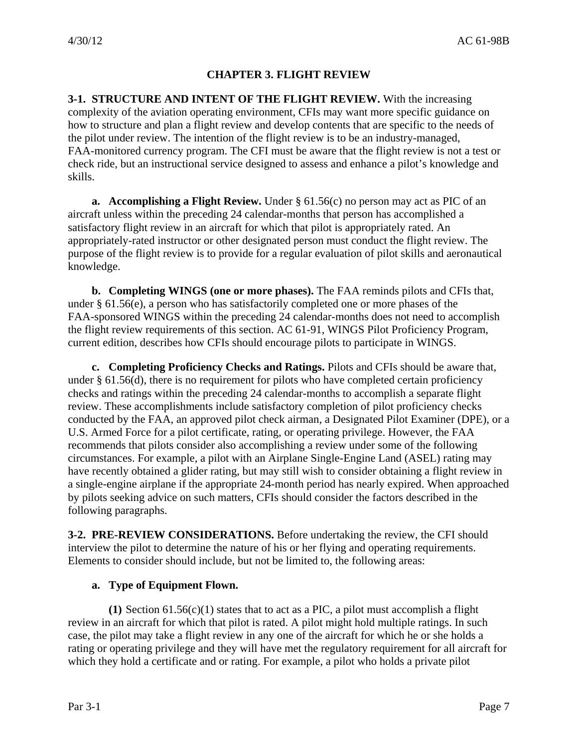## CHAPTER 3. FLIGHT REVIEW

**3-1. STRUCTURE AND INTENT OF THE FLIGHT REVIEW.** With the increasing complexity of the aviation operating environment, CFIs may want more specific guidance on how to structure and plan a flight review and develop contents that are specific to the needs of the pilot under review. The intention of the flight review is to be an industry-managed, FAA-monitored currency program. The CFI must be aware that the flight review is not a test or check ride, but an instructional service designed to assess and enhance a pilot's knowledge and skills.

**a. Accomplishing a Flight Review.** Under § 61.56(c) no person may act as PIC of an aircraft unless within the preceding 24 calendar-months that person has accomplished a satisfactory flight review in an aircraft for which that pilot is appropriately rated. An appropriately-rated instructor or other designated person must conduct the flight review. The purpose of the flight review is to provide for a regular evaluation of pilot skills and aeronautical knowledge.

**b. Completing WINGS (one or more phases).** The FAA reminds pilots and CFIs that, under § 61.56(e), a person who has satisfactorily completed one or more phases of the FAA-sponsored WINGS within the preceding 24 calendar-months does not need to accomplish the flight review requirements of this section. AC 61-91, WINGS Pilot Proficiency Program, current edition, describes how CFIs should encourage pilots to participate in WINGS.

**c. Completing Proficiency Checks and Ratings.** Pilots and CFIs should be aware that, under § 61.56(d), there is no requirement for pilots who have completed certain proficiency checks and ratings within the preceding 24 calendar-months to accomplish a separate flight review. These accomplishments include satisfactory completion of pilot proficiency checks conducted by the FAA, an approved pilot check airman, a Designated Pilot Examiner (DPE), or a U.S. Armed Force for a pilot certificate, rating, or operating privilege. However, the FAA recommends that pilots consider also accomplishing a review under some of the following circumstances. For example, a pilot with an Airplane Single-Engine Land (ASEL) rating may have recently obtained a glider rating, but may still wish to consider obtaining a flight review in a single-engine airplane if the appropriate 24-month period has nearly expired. When approached by pilots seeking advice on such matters, CFIs should consider the factors described in the following paragraphs.

**3-2. PRE-REVIEW CONSIDERATIONS.** Before undertaking the review, the CFI should interview the pilot to determine the nature of his or her flying and operating requirements. Elements to consider should include, but not be limited to, the following areas:

**a. Type of Equipment Flown.**

**(1)** Section 61.56(c)(1) states that to act as a PIC, a pilot must accomplish a flight review in an aircraft for which that pilot is rated. A pilot might hold multiple ratings. In such case, the pilot may take a flight review in any one of the aircraft for which he or she holds a rating or operating privilege and they will have met the regulatory requirement for all aircraft for which they hold a certificate and or rating. For example, a pilot who holds a private pilot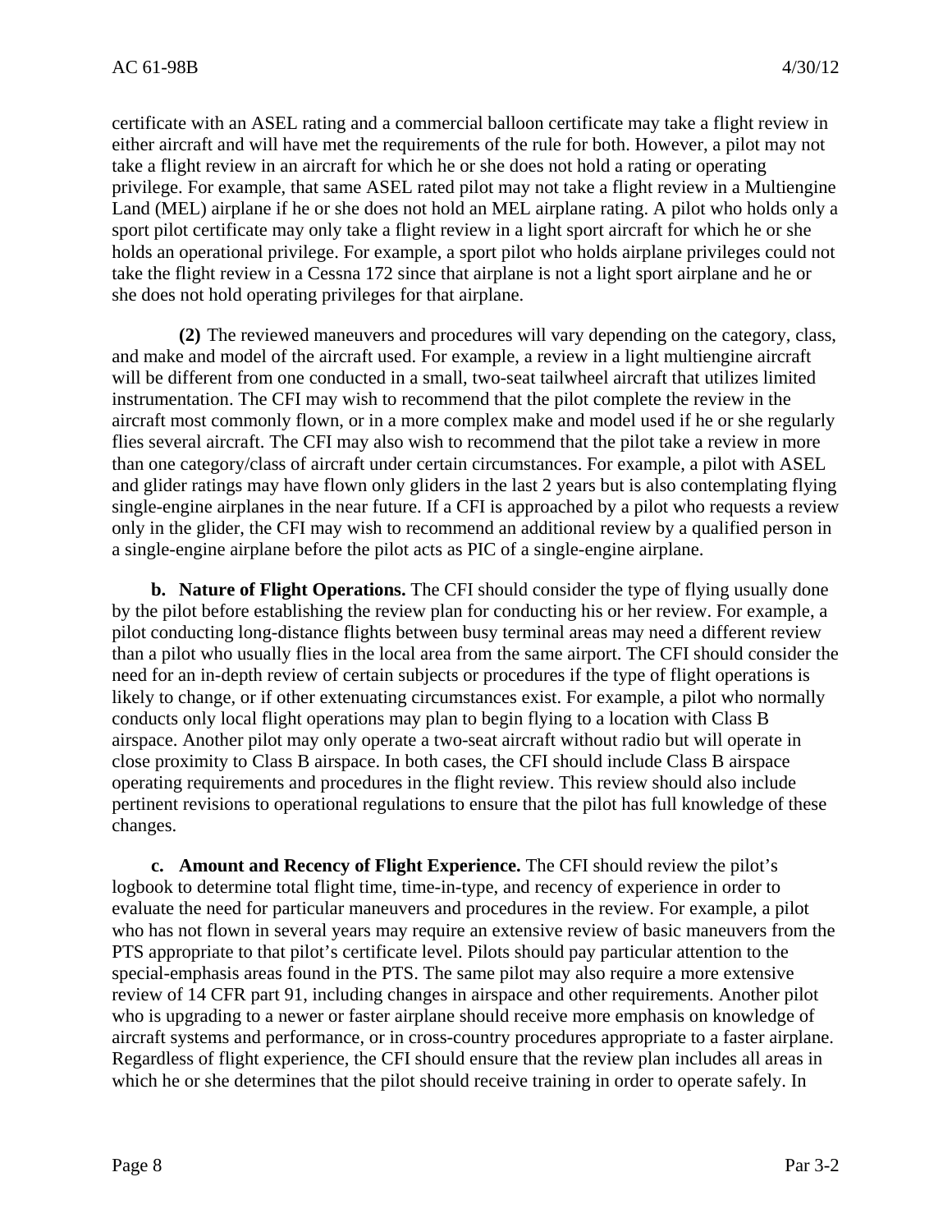certificate with an ASEL rating and a commercial balloon certificate may take a flight review in either aircraft and will have met the requirements of the rule for both. However, a pilot may not take a flight review in an aircraft for which he or she does not hold a rating or operating privilege. For example, that same ASEL rated pilot may not take a flight review in a Multiengine Land (MEL) airplane if he or she does not hold an MEL airplane rating. A pilot who holds only a sport pilot certificate may only take a flight review in a light sport aircraft for which he or she holds an operational privilege. For example, a sport pilot who holds airplane privileges could not take the flight review in a Cessna 172 since that airplane is not a light sport airplane and he or she does not hold operating privileges for that airplane.

**(2)** The reviewed maneuvers and procedures will vary depending on the category, class, and make and model of the aircraft used. For example, a review in a light multiengine aircraft will be different from one conducted in a small, two-seat tailwheel aircraft that utilizes limited instrumentation. The CFI may wish to recommend that the pilot complete the review in the aircraft most commonly flown, or in a more complex make and model used if he or she regularly flies several aircraft. The CFI may also wish to recommend that the pilot take a review in more than one category/class of aircraft under certain circumstances. For example, a pilot with ASEL and glider ratings may have flown only gliders in the last 2 years but is also contemplating flying single-engine airplanes in the near future. If a CFI is approached by a pilot who requests a review only in the glider, the CFI may wish to recommend an additional review by a qualified person in a single-engine airplane before the pilot acts as PIC of a single-engine airplane.

**b. Nature of Flight Operations.** The CFI should consider the type of flying usually done by the pilot before establishing the review plan for conducting his or her review. For example, a pilot conducting long-distance flights between busy terminal areas may need a different review than a pilot who usually flies in the local area from the same airport. The CFI should consider the need for an in-depth review of certain subjects or procedures if the type of flight operations is likely to change, or if other extenuating circumstances exist. For example, a pilot who normally conducts only local flight operations may plan to begin flying to a location with Class B airspace. Another pilot may only operate a two-seat aircraft without radio but will operate in close proximity to Class B airspace. In both cases, the CFI should include Class B airspace operating requirements and procedures in the flight review. This review should also include pertinent revisions to operational regulations to ensure that the pilot has full knowledge of these changes.

**c. Amount and Recency of Flight Experience.** The CFI should review the pilot's logbook to determine total flight time, time-in-type, and recency of experience in order to evaluate the need for particular maneuvers and procedures in the review. For example, a pilot who has not flown in several years may require an extensive review of basic maneuvers from the PTS appropriate to that pilot's certificate level. Pilots should pay particular attention to the special-emphasis areas found in the PTS. The same pilot may also require a more extensive review of 14 CFR part 91, including changes in airspace and other requirements. Another pilot who is upgrading to a newer or faster airplane should receive more emphasis on knowledge of aircraft systems and performance, or in cross-country procedures appropriate to a faster airplane. Regardless of flight experience, the CFI should ensure that the review plan includes all areas in which he or she determines that the pilot should receive training in order to operate safely. In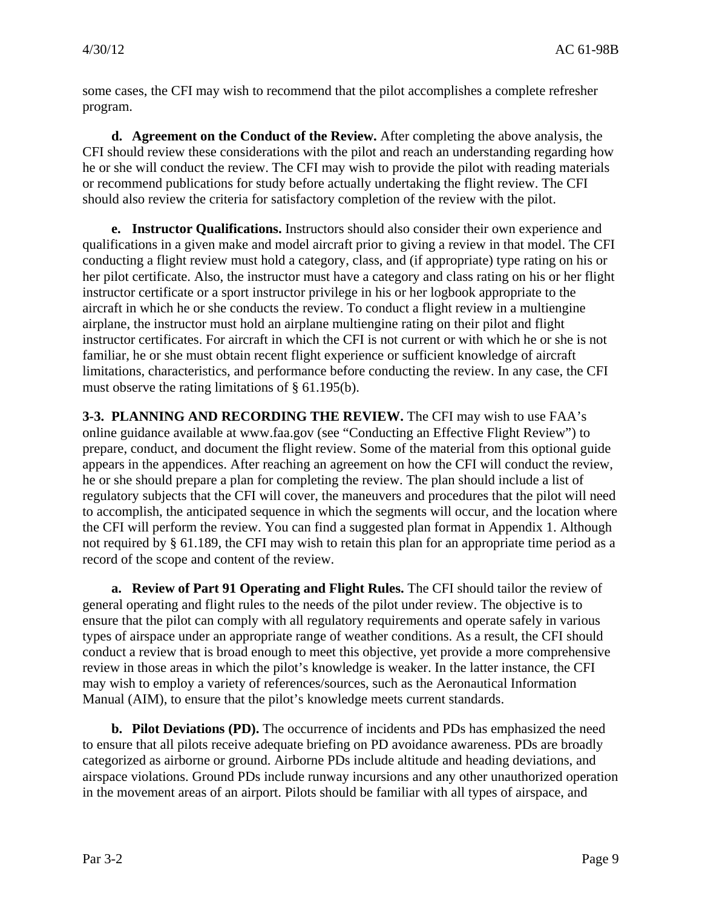some cases, the CFI may wish to recommend that the pilot accomplishes a complete refresher program.

**d. Agreement on the Conduct of the Review.** After completing the above analysis, the CFI should review these considerations with the pilot and reach an understanding regarding how he or she will conduct the review. The CFI may wish to provide the pilot with reading materials or recommend publications for study before actually undertaking the flight review. The CFI should also review the criteria for satisfactory completion of the review with the pilot.

**e. Instructor Qualifications.** Instructors should also consider their own experience and qualifications in a given make and model aircraft prior to giving a review in that model. The CFI conducting a flight review must hold a category, class, and (if appropriate) type rating on his or her pilot certificate. Also, the instructor must have a category and class rating on his or her flight instructor certificate or a sport instructor privilege in his or her logbook appropriate to the aircraft in which he or she conducts the review. To conduct a flight review in a multiengine airplane, the instructor must hold an airplane multiengine rating on their pilot and flight instructor certificates. For aircraft in which the CFI is not current or with which he or she is not familiar, he or she must obtain recent flight experience or sufficient knowledge of aircraft limitations, characteristics, and performance before conducting the review. In any case, the CFI must observe the rating limitations of § 61.195(b).

**3-3. PLANNING AND RECORDING THE REVIEW.** The CFI may wish to use FAA's online guidance available at www.faa.gov (see "Conducting an Effective Flight Review") to prepare, conduct, and document the flight review. Some of the material from this optional guide appears in the appendices. After reaching an agreement on how the CFI will conduct the review, he or she should prepare a plan for completing the review. The plan should include a list of regulatory subjects that the CFI will cover, the maneuvers and procedures that the pilot will need to accomplish, the anticipated sequence in which the segments will occur, and the location where the CFI will perform the review. You can find a suggested plan format in Appendix 1. Although not required by § 61.189, the CFI may wish to retain this plan for an appropriate time period as a record of the scope and content of the review.

**a. Review of Part 91 Operating and Flight Rules.** The CFI should tailor the review of general operating and flight rules to the needs of the pilot under review. The objective is to ensure that the pilot can comply with all regulatory requirements and operate safely in various types of airspace under an appropriate range of weather conditions. As a result, the CFI should conduct a review that is broad enough to meet this objective, yet provide a more comprehensive review in those areas in which the pilot's knowledge is weaker. In the latter instance, the CFI may wish to employ a variety of references/sources, such as the Aeronautical Information Manual (AIM), to ensure that the pilot's knowledge meets current standards.

**b. Pilot Deviations (PD).** The occurrence of incidents and PDs has emphasized the need to ensure that all pilots receive adequate briefing on PD avoidance awareness. PDs are broadly categorized as airborne or ground. Airborne PDs include altitude and heading deviations, and airspace violations. Ground PDs include runway incursions and any other unauthorized operation in the movement areas of an airport. Pilots should be familiar with all types of airspace, and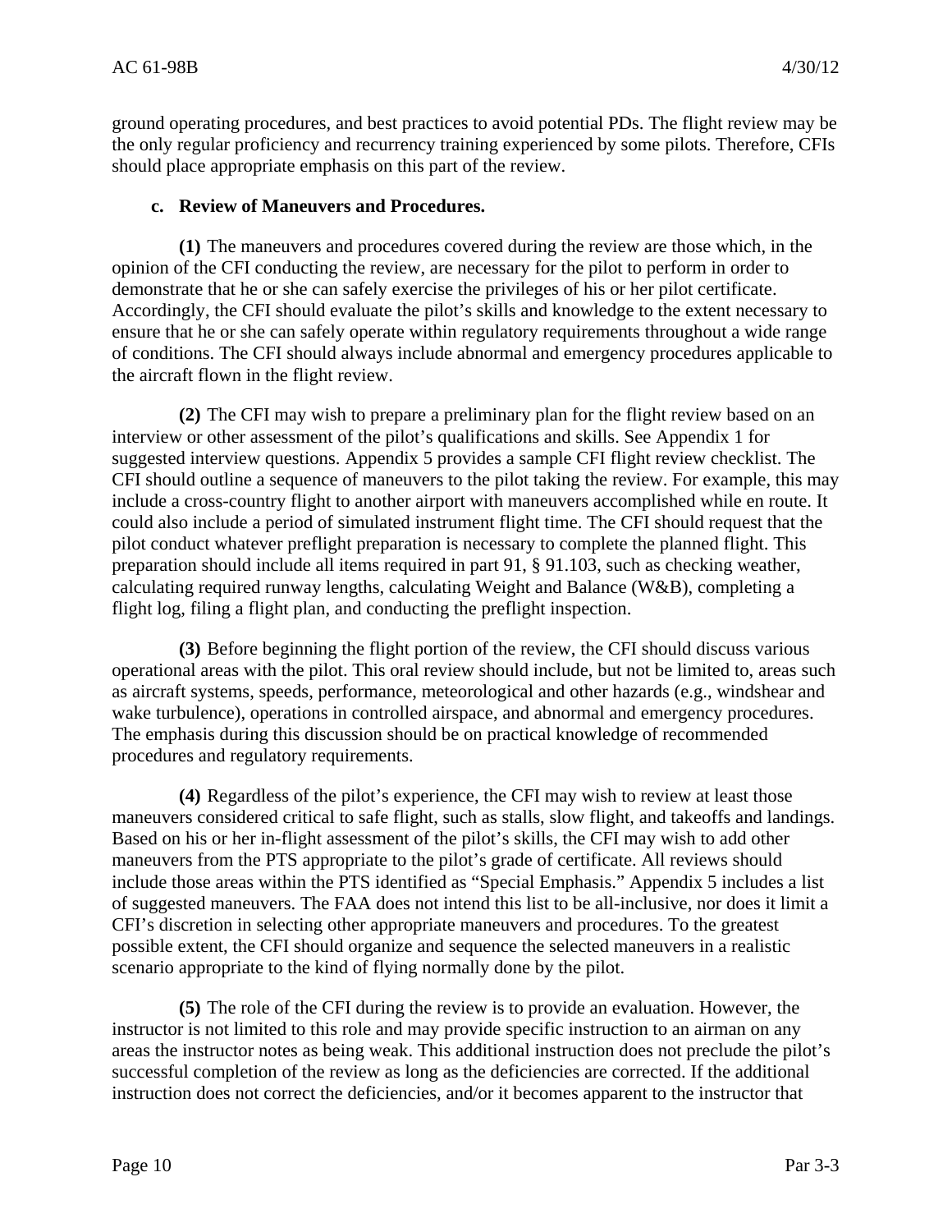ground operating procedures, and best practices to avoid potential PDs. The flight review may be the only regular proficiency and recurrency training experienced by some pilots. Therefore, CFIs should place appropriate emphasis on this part of the review.

**c. Review of Maneuvers and Procedures.**

**(1)** The maneuvers and procedures covered during the review are those which, in the opinion of the CFI conducting the review, are necessary for the pilot to perform in order to demonstrate that he or she can safely exercise the privileges of his or her pilot certificate. Accordingly, the CFI should evaluate the pilot's skills and knowledge to the extent necessary to ensure that he or she can safely operate within regulatory requirements throughout a wide range of conditions. The CFI should always include abnormal and emergency procedures applicable to the aircraft flown in the flight review.

**(2)** The CFI may wish to prepare a preliminary plan for the flight review based on an interview or other assessment of the pilot's qualifications and skills. See Appendix 1 for suggested interview questions. Appendix 5 provides a sample CFI flight review checklist. The CFI should outline a sequence of maneuvers to the pilot taking the review. For example, this may include a cross-country flight to another airport with maneuvers accomplished while en route. It could also include a period of simulated instrument flight time. The CFI should request that the pilot conduct whatever preflight preparation is necessary to complete the planned flight. This preparation should include all items required in part 91, § 91.103, such as checking weather, calculating required runway lengths, calculating Weight and Balance (W&B), completing a flight log, filing a flight plan, and conducting the preflight inspection.

**(3)** Before beginning the flight portion of the review, the CFI should discuss various operational areas with the pilot. This oral review should include, but not be limited to, areas such as aircraft systems, speeds, performance, meteorological and other hazards (e.g., windshear and wake turbulence), operations in controlled airspace, and abnormal and emergency procedures. The emphasis during this discussion should be on practical knowledge of recommended procedures and regulatory requirements.

**(4)** Regardless of the pilot's experience, the CFI may wish to review at least those maneuvers considered critical to safe flight, such as stalls, slow flight, and takeoffs and landings. Based on his or her in-flight assessment of the pilot's skills, the CFI may wish to add other maneuvers from the PTS appropriate to the pilot's grade of certificate. All reviews should include those areas within the PTS identified as "Special Emphasis." Appendix 5 includes a list of suggested maneuvers. The FAA does not intend this list to be all-inclusive, nor does it limit a CFI's discretion in selecting other appropriate maneuvers and procedures. To the greatest possible extent, the CFI should organize and sequence the selected maneuvers in a realistic scenario appropriate to the kind of flying normally done by the pilot.

**(5)** The role of the CFI during the review is to provide an evaluation. However, the instructor is not limited to this role and may provide specific instruction to an airman on any areas the instructor notes as being weak. This additional instruction does not preclude the pilot's successful completion of the review as long as the deficiencies are corrected. If the additional instruction does not correct the deficiencies, and/or it becomes apparent to the instructor that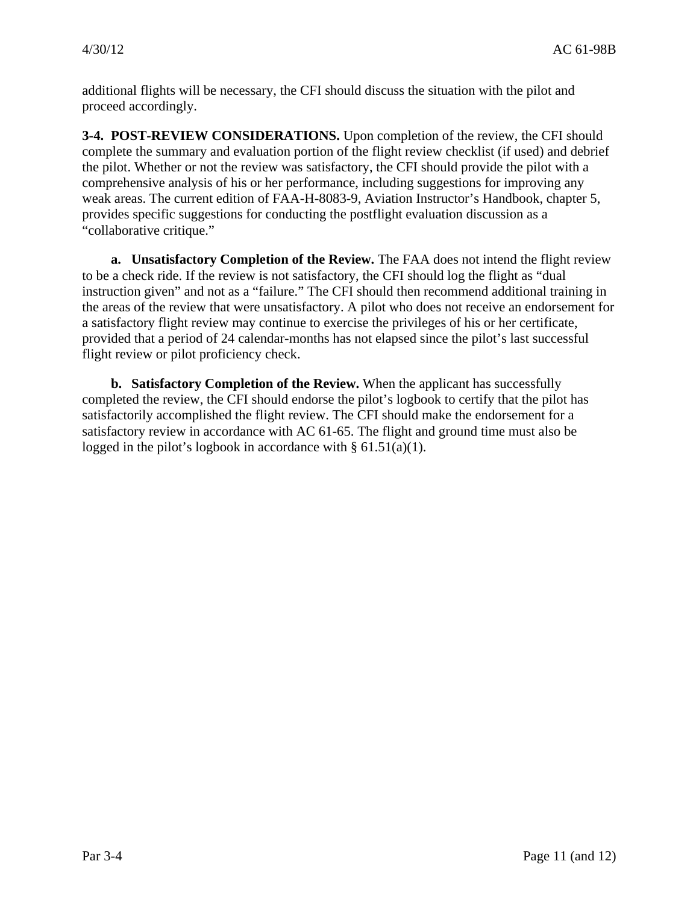additional flights will be necessary, the CFI should discuss the situation with the pilot and proceed accordingly.

**3-4. POST-REVIEW CONSIDERATIONS.** Upon completion of the review, the CFI should complete the summary and evaluation portion of the flight review checklist (if used) and debrief the pilot. Whether or not the review was satisfactory, the CFI should provide the pilot with a comprehensive analysis of his or her performance, including suggestions for improving any weak areas. The current edition of FAA-H-8083-9, Aviation Instructor's Handbook, chapter 5, provides specific suggestions for conducting the postflight evaluation discussion as a "collaborative critique."

**a. Unsatisfactory Completion of the Review.** The FAA does not intend the flight review to be a check ride. If the review is not satisfactory, the CFI should log the flight as "dual instruction given" and not as a "failure." The CFI should then recommend additional training in the areas of the review that were unsatisfactory. A pilot who does not receive an endorsement for a satisfactory flight review may continue to exercise the privileges of his or her certificate, provided that a period of 24 calendar-months has not elapsed since the pilot's last successful flight review or pilot proficiency check.

**b. Satisfactory Completion of the Review.** When the applicant has successfully completed the review, the CFI should endorse the pilot's logbook to certify that the pilot has satisfactorily accomplished the flight review. The CFI should make the endorsement for a satisfactory review in accordance with AC 61-65. The flight and ground time must also be logged in the pilot's logbook in accordance with § 61.51(a)(1).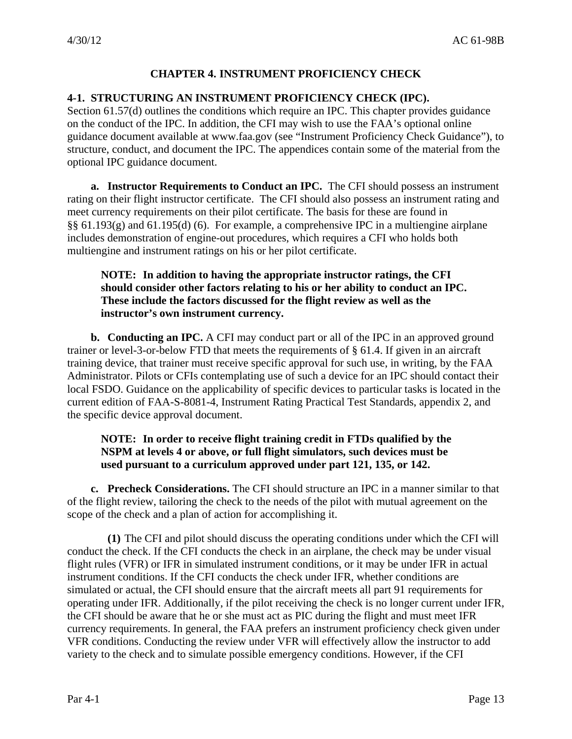## CHAPTER 4. INSTRUMENT PROFICIENCY CHECK

### 4-1. STRUCTURING AN INSTRUMENT PROFICIENCY CHECK (IPC).

Section 61.57(d) outlines the conditions which require an IPC. This chapter provides guidance on the conduct of the IPC. In addition, the CFI may wish to use the FAA's optional online guidance document available at www.faa.gov (see "Instrument Proficiency Check Guidance"), to structure, conduct, and document the IPC. The appendices contain some of the material from the optional IPC guidance document.

**a. Instructor Requirements to Conduct an IPC.** The CFI should possess an instrument rating on their flight instructor certificate. The CFI should also possess an instrument rating and meet currency requirements on their pilot certificate. The basis for these are found in §§ 61.193(g) and 61.195(d) (6). For example, a comprehensive IPC in a multiengine airplane includes demonstration of engine-out procedures, which requires a CFI who holds both multiengine and instrument ratings on his or her pilot certificate.

**NOTE: In addition to having the appropriate instructor ratings, the CFI should consider other factors relating to his or her ability to conduct an IPC. These include the factors discussed for the flight review as well as the instructor's own instrument currency.**

**b. Conducting an IPC.** A CFI may conduct part or all of the IPC in an approved ground trainer or level-3-or-below FTD that meets the requirements of § 61.4. If given in an aircraft training device, that trainer must receive specific approval for such use, in writing, by the FAA Administrator. Pilots or CFIs contemplating use of such a device for an IPC should contact their local FSDO. Guidance on the applicability of specific devices to particular tasks is located in the current edition of FAA-S-8081-4, Instrument Rating Practical Test Standards, appendix 2, and the specific device approval document.

**NOTE: In order to receive flight training credit in FTDs qualified by the NSPM at levels 4 or above, or full flight simulators, such devices must be used pursuant to a curriculum approved under part 121, 135, or 142.**

**c. Precheck Considerations.** The CFI should structure an IPC in a manner similar to that of the flight review, tailoring the check to the needs of the pilot with mutual agreement on the scope of the check and a plan of action for accomplishing it.

**(1)** The CFI and pilot should discuss the operating conditions under which the CFI will conduct the check. If the CFI conducts the check in an airplane, the check may be under visual flight rules (VFR) or IFR in simulated instrument conditions, or it may be under IFR in actual instrument conditions. If the CFI conducts the check under IFR, whether conditions are simulated or actual, the CFI should ensure that the aircraft meets all part 91 requirements for operating under IFR. Additionally, if the pilot receiving the check is no longer current under IFR, the CFI should be aware that he or she must act as PIC during the flight and must meet IFR currency requirements. In general, the FAA prefers an instrument proficiency check given under VFR conditions. Conducting the review under VFR will effectively allow the instructor to add variety to the check and to simulate possible emergency conditions. However, if the CFI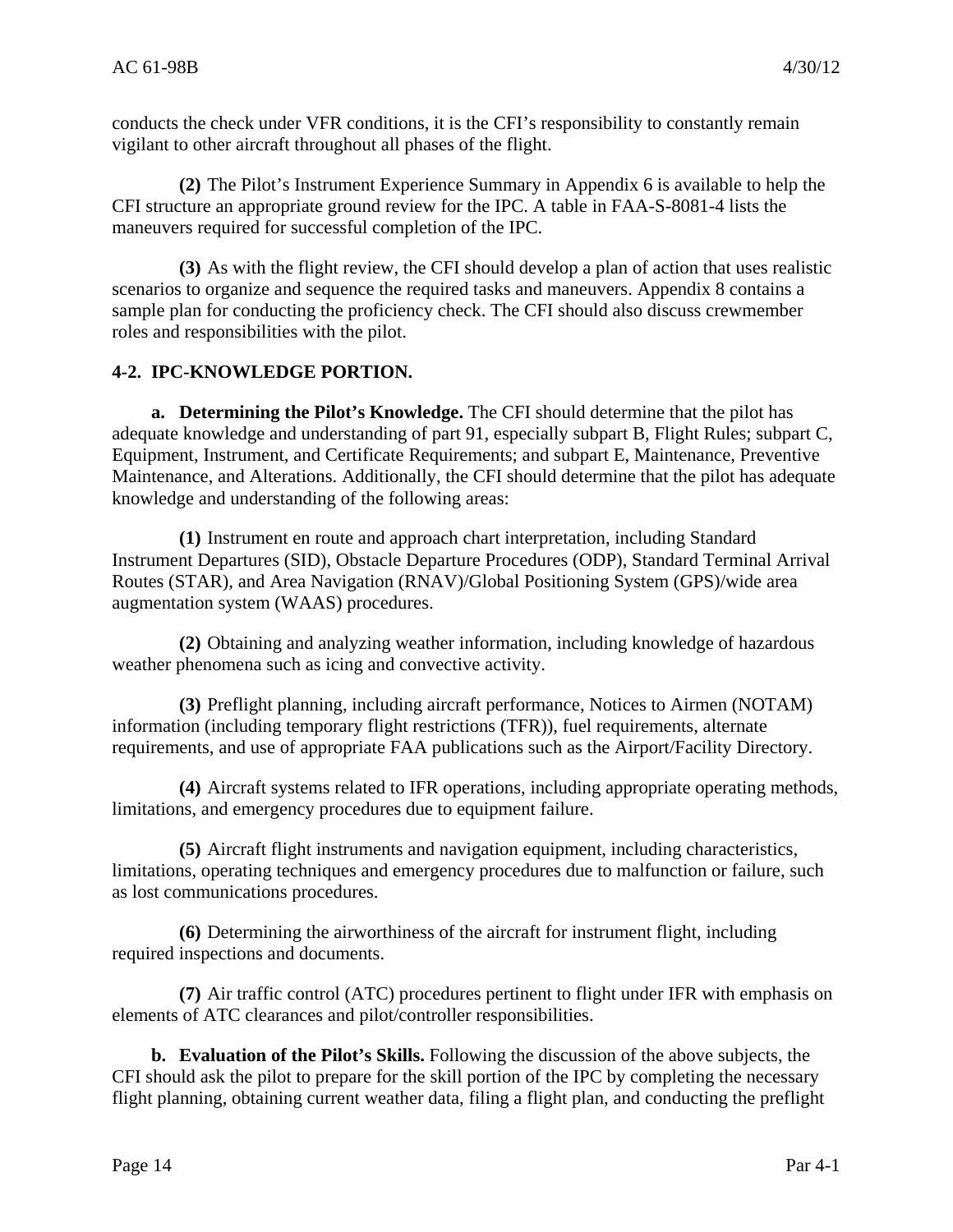conducts the check under VFR conditions, it is the CFI's responsibility to constantly remain vigilant to other aircraft throughout all phases of the flight.

**(2)** The Pilot's Instrument Experience Summary in Appendix 6 is available to help the CFI structure an appropriate ground review for the IPC. A table in FAA-S-8081-4 lists the maneuvers required for successful completion of the IPC.

**(3)** As with the flight review, the CFI should develop a plan of action that uses realistic scenarios to organize and sequence the required tasks and maneuvers. Appendix 8 contains a sample plan for conducting the proficiency check. The CFI should also discuss crewmember roles and responsibilities with the pilot.

## 4-2. IPC-KNOWLEDGE PORTION.

**a. Determining the Pilot's Knowledge.** The CFI should determine that the pilot has adequate knowledge and understanding of part 91, especially subpart B, Flight Rules; subpart C, Equipment, Instrument, and Certificate Requirements; and subpart E, Maintenance, Preventive Maintenance, and Alterations. Additionally, the CFI should determine that the pilot has adequate knowledge and understanding of the following areas:

**(1)** Instrument en route and approach chart interpretation, including Standard Instrument Departures (SID), Obstacle Departure Procedures (ODP), Standard Terminal Arrival Routes (STAR), and Area Navigation (RNAV)/Global Positioning System (GPS)/wide area augmentation system (WAAS) procedures.

**(2)** Obtaining and analyzing weather information, including knowledge of hazardous weather phenomena such as icing and convective activity.

**(3)** Preflight planning, including aircraft performance, Notices to Airmen (NOTAM) information (including temporary flight restrictions (TFR)), fuel requirements, alternate requirements, and use of appropriate FAA publications such as the Airport/Facility Directory.

**(4)** Aircraft systems related to IFR operations, including appropriate operating methods, limitations, and emergency procedures due to equipment failure.

**(5)** Aircraft flight instruments and navigation equipment, including characteristics, limitations, operating techniques and emergency procedures due to malfunction or failure, such as lost communications procedures.

**(6)** Determining the airworthiness of the aircraft for instrument flight, including required inspections and documents.

**(7)** Air traffic control (ATC) procedures pertinent to flight under IFR with emphasis on elements of ATC clearances and pilot/controller responsibilities.

**b. Evaluation of the Pilot's Skills.** Following the discussion of the above subjects, the CFI should ask the pilot to prepare for the skill portion of the IPC by completing the necessary flight planning, obtaining current weather data, filing a flight plan, and conducting the preflight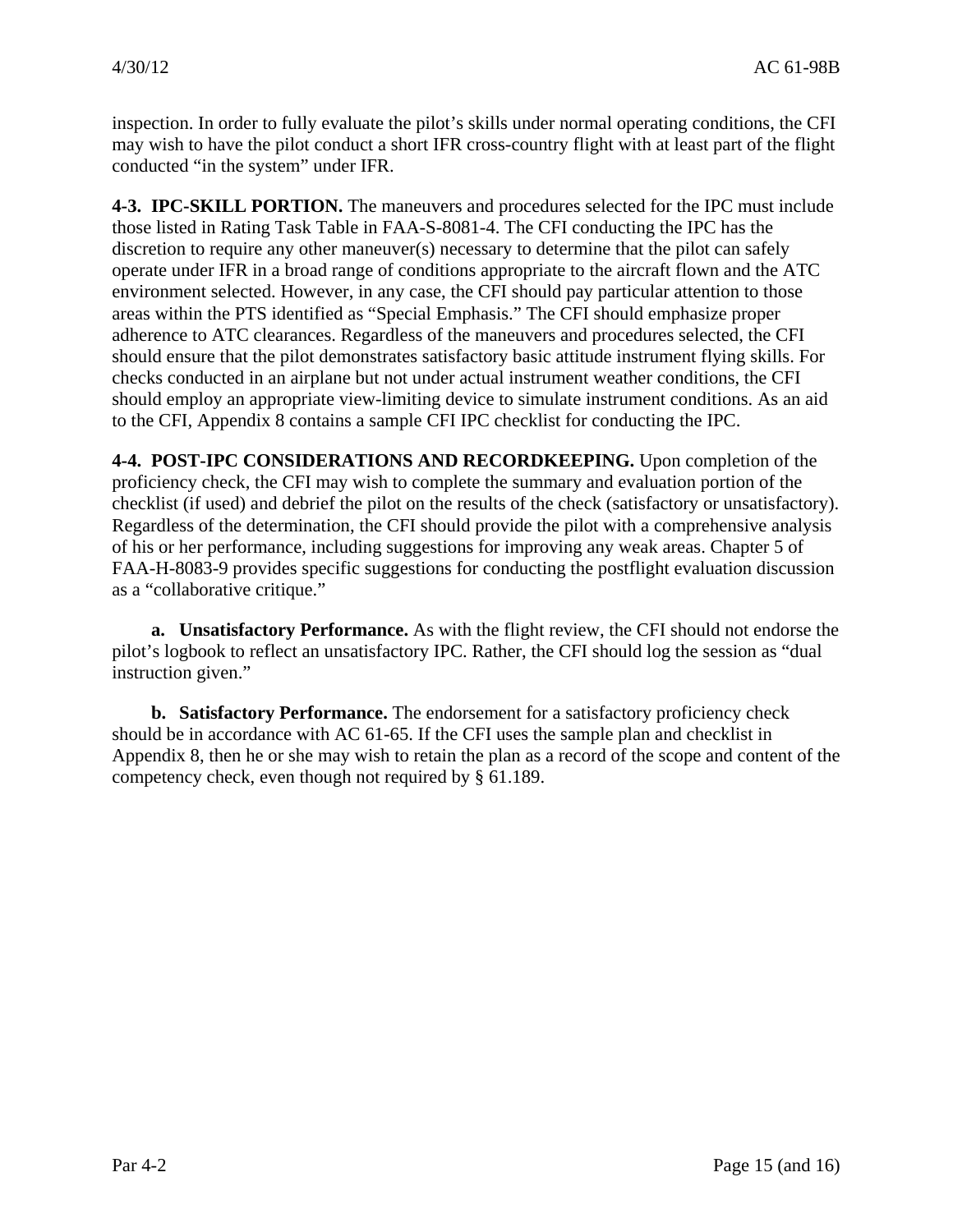inspection. In order to fully evaluate the pilot's skills under normal operating conditions, the CFI may wish to have the pilot conduct a short IFR cross-country flight with at least part of the flight conducted "in the system" under IFR.

**4-3. IPC-SKILL PORTION.** The maneuvers and procedures selected for the IPC must include those listed in Rating Task Table in FAA-S-8081-4. The CFI conducting the IPC has the discretion to require any other maneuver(s) necessary to determine that the pilot can safely operate under IFR in a broad range of conditions appropriate to the aircraft flown and the ATC environment selected. However, in any case, the CFI should pay particular attention to those areas within the PTS identified as "Special Emphasis." The CFI should emphasize proper adherence to ATC clearances. Regardless of the maneuvers and procedures selected, the CFI should ensure that the pilot demonstrates satisfactory basic attitude instrument flying skills. For checks conducted in an airplane but not under actual instrument weather conditions, the CFI should employ an appropriate view-limiting device to simulate instrument conditions. As an aid to the CFI, Appendix 8 contains a sample CFI IPC checklist for conducting the IPC.

**4-4. POST-IPC CONSIDERATIONS AND RECORDKEEPING.** Upon completion of the proficiency check, the CFI may wish to complete the summary and evaluation portion of the checklist (if used) and debrief the pilot on the results of the check (satisfactory or unsatisfactory). Regardless of the determination, the CFI should provide the pilot with a comprehensive analysis of his or her performance, including suggestions for improving any weak areas. Chapter 5 of FAA-H-8083-9 provides specific suggestions for conducting the postflight evaluation discussion as a "collaborative critique."

**a. Unsatisfactory Performance.** As with the flight review, the CFI should not endorse the pilot's logbook to reflect an unsatisfactory IPC. Rather, the CFI should log the session as "dual instruction given."

**b. Satisfactory Performance.** The endorsement for a satisfactory proficiency check should be in accordance with AC 61-65. If the CFI uses the sample plan and checklist in Appendix 8, then he or she may wish to retain the plan as a record of the scope and content of the competency check, even though not required by § 61.189.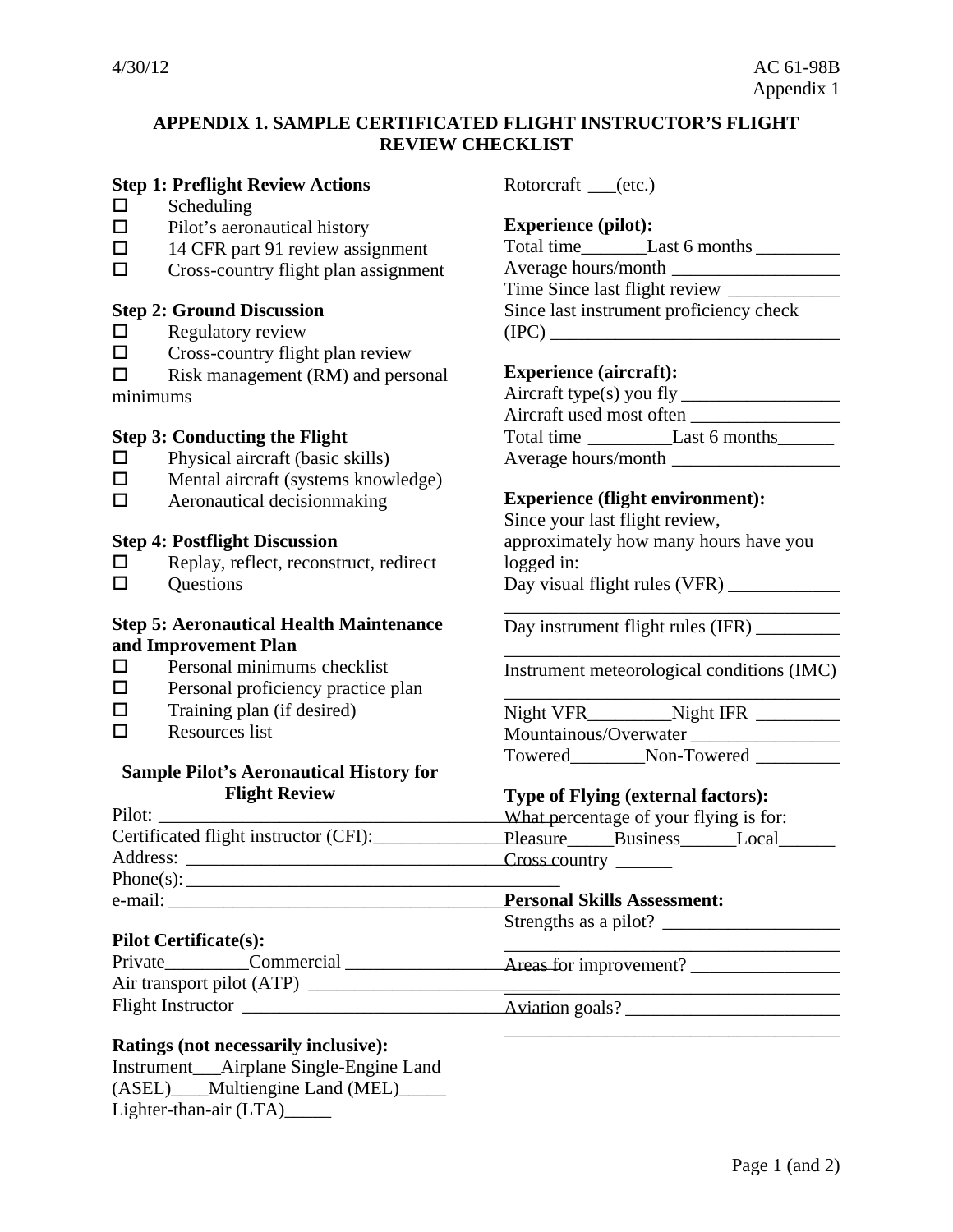## APPENDIX 1. SAMPLE CERTIFICATED FLIGHT INSTRUCTOR'S FLIGHT REVIEW CHECKLIST

**Step 1: Preflight Review Actions**

- ☐ Scheduling
- ☐ Pilot's aeronautical history
- ☐ 14 CFR part 91 review assignment
- ☐ Cross-country flight plan assignment

**Step 2: Ground Discussion**

- ☐ Regulatory review
- ☐ Cross-country flight plan review
- ☐ Risk management (RM) and personal minimums

**Step 3: Conducting the Flight**

- ☐ Physical aircraft (basic skills)
- ☐ Mental aircraft (systems knowledge)
- ☐ Aeronautical decisionmaking

**Step 4: Postflight Discussion**

- ☐ Replay, reflect, reconstruct, redirect
- ☐ Questions

**Step 5: Aeronautical Health Maintenance and Improvement Plan**

- ☐ Personal minimums checklist
- ☐ Personal proficiency practice plan
- ☐ Training plan (if desired)
- ☐ Resources list

### Sample Pilot's Aeronautical History for Flight Review

Pilot: ______________________________________

Certificated flight instructor (CFI):______________

Address: ____________________________________

Phone(s): ______________________________________

e-mail: ______________________________________

**Pilot Certificate(s):**

Private_________Commercial __________________

Air transport pilot (ATP) ___________________________

Flight Instructor ______________________________

**Ratings (not necessarily inclusive):**

Instrument___Airplane Single-Engine Land (ASEL)____Multiengine Land (MEL)_____ Lighter-than-air (LTA)_____ Rotorcraft ___(etc.)

**Experience (pilot):**

Total time_______Last 6 months _________

Average hours/month __________________

Time Since last flight review ____________

Since last instrument proficiency check (IPC) ________________________________

**Experience (aircraft):**

Aircraft type(s) you fly _________________

Aircraft used most often ________________

Total time _________Last 6 months______

Average hours/month __________________

**Experience (flight environment):**

Since your last flight review, approximately how many hours have you logged in:

Day visual flight rules (VFR) ____________ _____________________________________

Day instrument flight rules (IFR) _________ _____________________________________

Instrument meteorological conditions (IMC) _____________________________________

Night VFR_________Night IFR _________

Mountainous/Overwater ________________

Towered________Non-Towered _________

**Type of Flying (external factors):**

What percentage of your flying is for:

Pleasure_____Business______Local______ Cross country ______

**Personal Skills Assessment:**

Strengths as a pilot? __________________ _____________________________________

Areas for improvement? ________________ _____________________________________

Aviation goals? _______________________ _____________________________________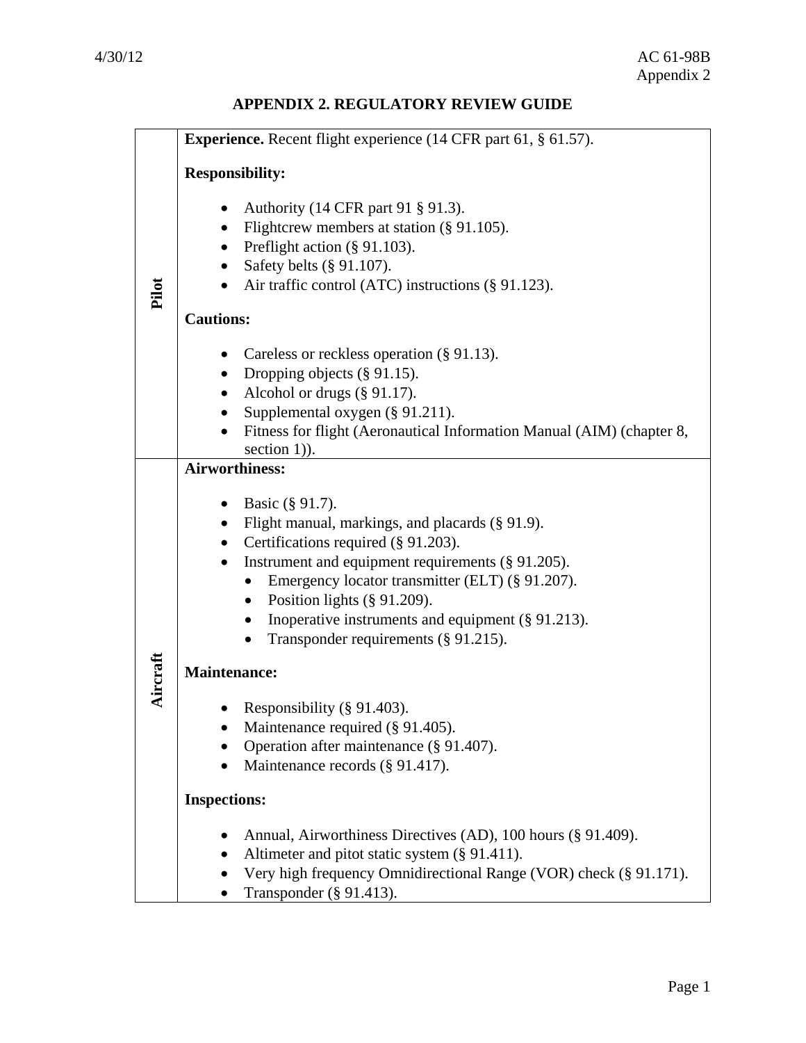# APPENDIX 2. REGULATORY REVIEW GUIDE

| | |
|---|---|
| **Pilot** | **Experience.** Recent flight experience (14 CFR part 61, § 61.57).<br><br>**Responsibility:**<br><br>• Authority (14 CFR part 91 § 91.3).<br>• Flightcrew members at station (§ 91.105).<br>• Preflight action (§ 91.103).<br>• Safety belts (§ 91.107).<br>• Air traffic control (ATC) instructions (§ 91.123).<br><br>**Cautions:**<br><br>• Careless or reckless operation (§ 91.13).<br>• Dropping objects (§ 91.15).<br>• Alcohol or drugs (§ 91.17).<br>• Supplemental oxygen (§ 91.211).<br>• Fitness for flight (Aeronautical Information Manual (AIM) (chapter 8, section 1)). |
| **Aircraft** | **Airworthiness:**<br><br>• Basic (§ 91.7).<br>• Flight manual, markings, and placards (§ 91.9).<br>• Certifications required (§ 91.203).<br>• Instrument and equipment requirements (§ 91.205).<br>&nbsp;&nbsp;&nbsp;&nbsp;• Emergency locator transmitter (ELT) (§ 91.207).<br>&nbsp;&nbsp;&nbsp;&nbsp;• Position lights (§ 91.209).<br>&nbsp;&nbsp;&nbsp;&nbsp;• Inoperative instruments and equipment (§ 91.213).<br>&nbsp;&nbsp;&nbsp;&nbsp;• Transponder requirements (§ 91.215).<br><br>**Maintenance:**<br><br>• Responsibility (§ 91.403).<br>• Maintenance required (§ 91.405).<br>• Operation after maintenance (§ 91.407).<br>• Maintenance records (§ 91.417).<br><br>**Inspections:**<br><br>• Annual, Airworthiness Directives (AD), 100 hours (§ 91.409).<br>• Altimeter and pitot static system (§ 91.411).<br>• Very high frequency Omnidirectional Range (VOR) check (§ 91.171).<br>• Transponder (§ 91.413). |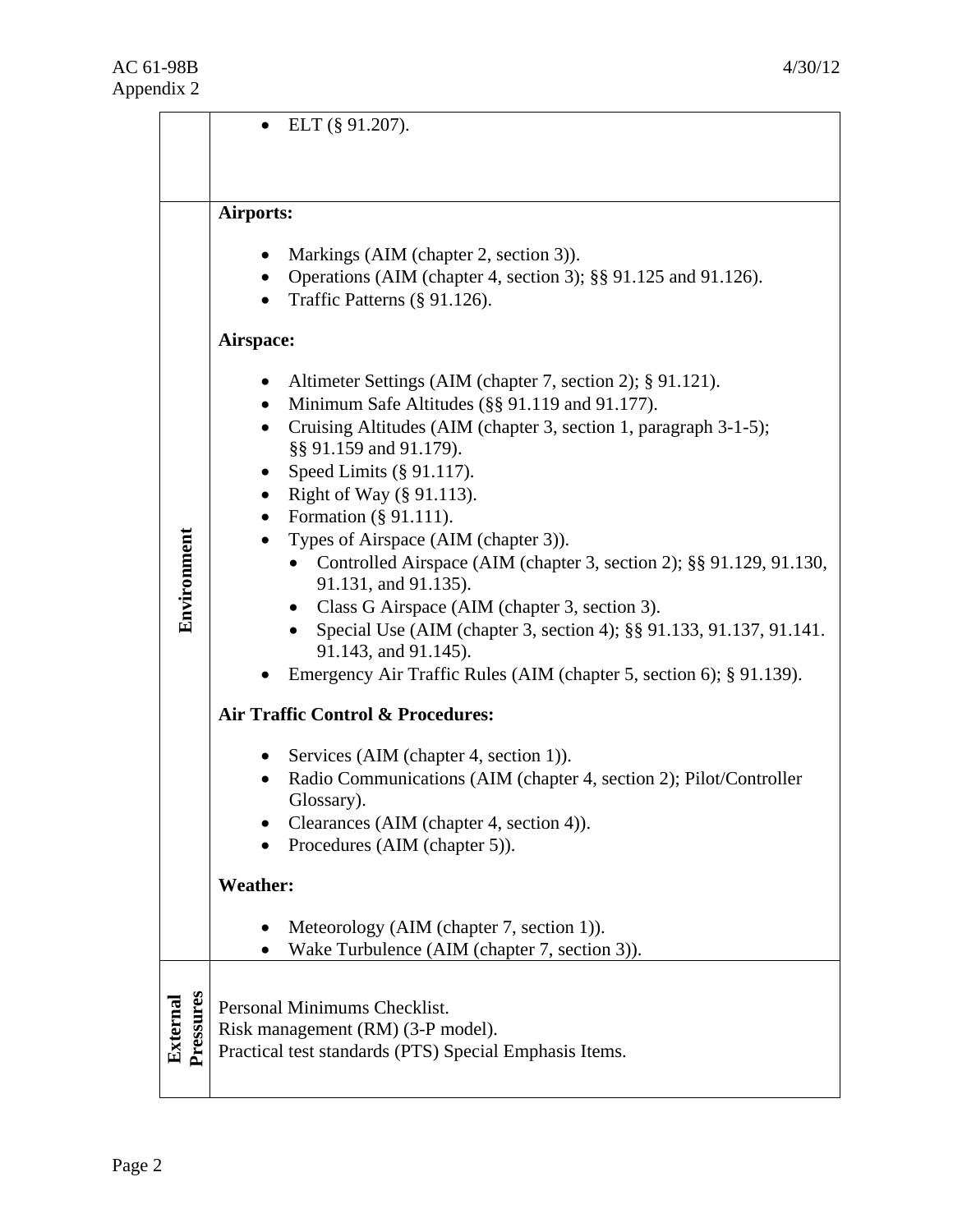| | |
|---|---|
| | • ELT (§ 91.207). |
| **Environment** | **Airports:**<br><br>• Markings (AIM (chapter 2, section 3)).<br>• Operations (AIM (chapter 4, section 3); §§ 91.125 and 91.126).<br>• Traffic Patterns (§ 91.126).<br><br>**Airspace:**<br><br>• Altimeter Settings (AIM (chapter 7, section 2); § 91.121).<br>• Minimum Safe Altitudes (§§ 91.119 and 91.177).<br>• Cruising Altitudes (AIM (chapter 3, section 1, paragraph 3-1-5); §§ 91.159 and 91.179).<br>• Speed Limits (§ 91.117).<br>• Right of Way (§ 91.113).<br>• Formation (§ 91.111).<br>• Types of Airspace (AIM (chapter 3)).<br>&nbsp;&nbsp;&nbsp;&nbsp;• Controlled Airspace (AIM (chapter 3, section 2); §§ 91.129, 91.130, 91.131, and 91.135).<br>&nbsp;&nbsp;&nbsp;&nbsp;• Class G Airspace (AIM (chapter 3, section 3).<br>&nbsp;&nbsp;&nbsp;&nbsp;• Special Use (AIM (chapter 3, section 4); §§ 91.133, 91.137, 91.141. 91.143, and 91.145).<br>• Emergency Air Traffic Rules (AIM (chapter 5, section 6); § 91.139).<br><br>**Air Traffic Control & Procedures:**<br><br>• Services (AIM (chapter 4, section 1)).<br>• Radio Communications (AIM (chapter 4, section 2); Pilot/Controller Glossary).<br>• Clearances (AIM (chapter 4, section 4)).<br>• Procedures (AIM (chapter 5)).<br><br>**Weather:**<br><br>• Meteorology (AIM (chapter 7, section 1)).<br>• Wake Turbulence (AIM (chapter 7, section 3)). |
| **External Pressures** | Personal Minimums Checklist.<br>Risk management (RM) (3-P model).<br>Practical test standards (PTS) Special Emphasis Items. |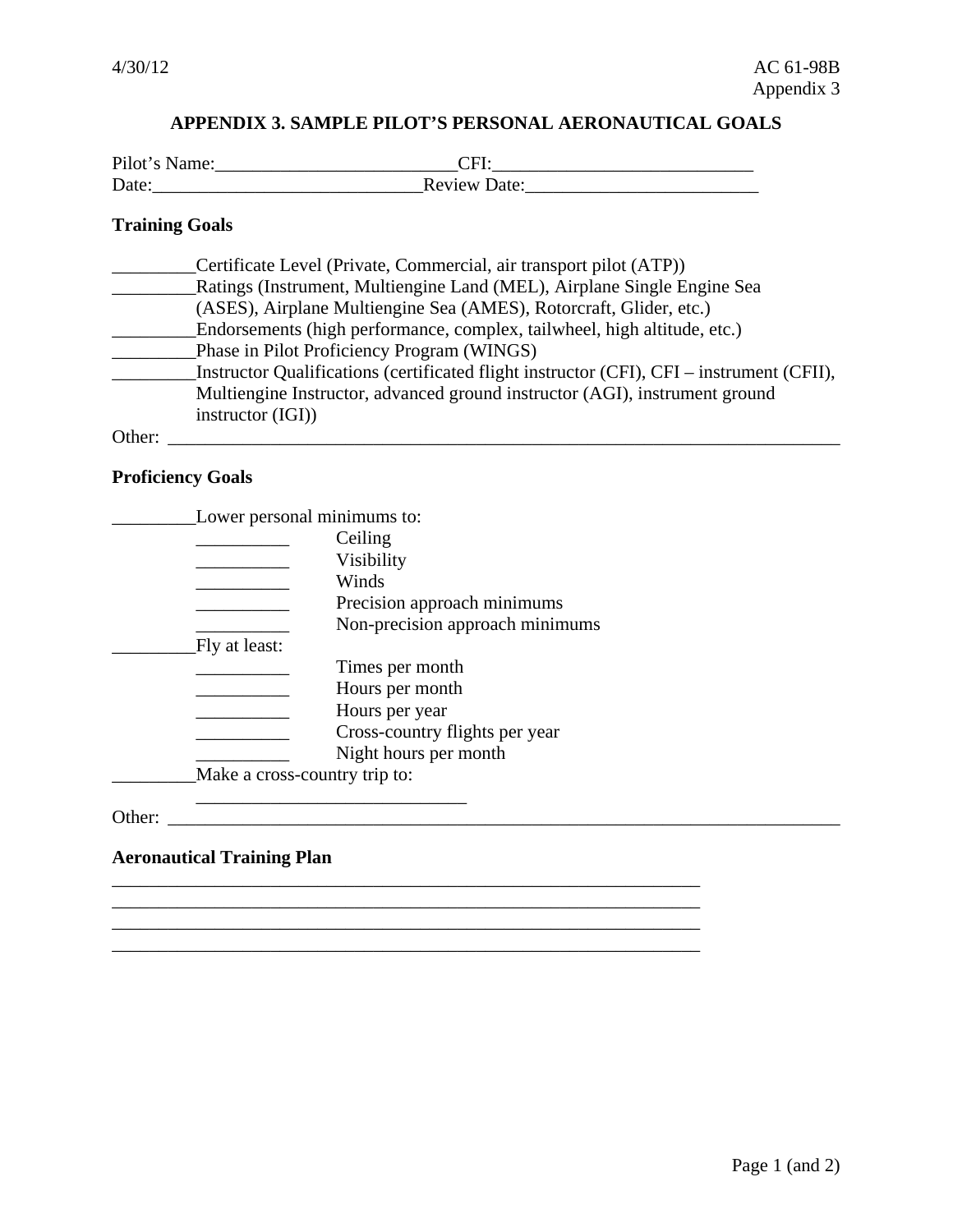# APPENDIX 3. SAMPLE PILOT'S PERSONAL AERONAUTICAL GOALS

Pilot's Name:__________________________CFI:____________________________
Date:_____________________________Review Date:_________________________

## Training Goals

_________Certificate Level (Private, Commercial, air transport pilot (ATP))
_________Ratings (Instrument, Multiengine Land (MEL), Airplane Single Engine Sea (ASES), Airplane Multiengine Sea (AMES), Rotorcraft, Glider, etc.)
_________Endorsements (high performance, complex, tailwheel, high altitude, etc.)
_________Phase in Pilot Proficiency Program (WINGS)
_________Instructor Qualifications (certificated flight instructor (CFI), CFI – instrument (CFII), Multiengine Instructor, advanced ground instructor (AGI), instrument ground instructor (IGI))
Other: ____________________________________________________________________________

## Proficiency Goals

_________Lower personal minimums to:
- __________ Ceiling
- __________ Visibility
- __________ Winds
- __________ Precision approach minimums
- __________ Non-precision approach minimums

_________Fly at least:
- __________ Times per month
- __________ Hours per month
- __________ Hours per year
- __________ Cross-country flights per year
- __________ Night hours per month

_________Make a cross-country trip to:
_____________________________

Other: ____________________________________________________________________________

## Aeronautical Training Plan

_________________________________________________________________
_________________________________________________________________
_________________________________________________________________
_________________________________________________________________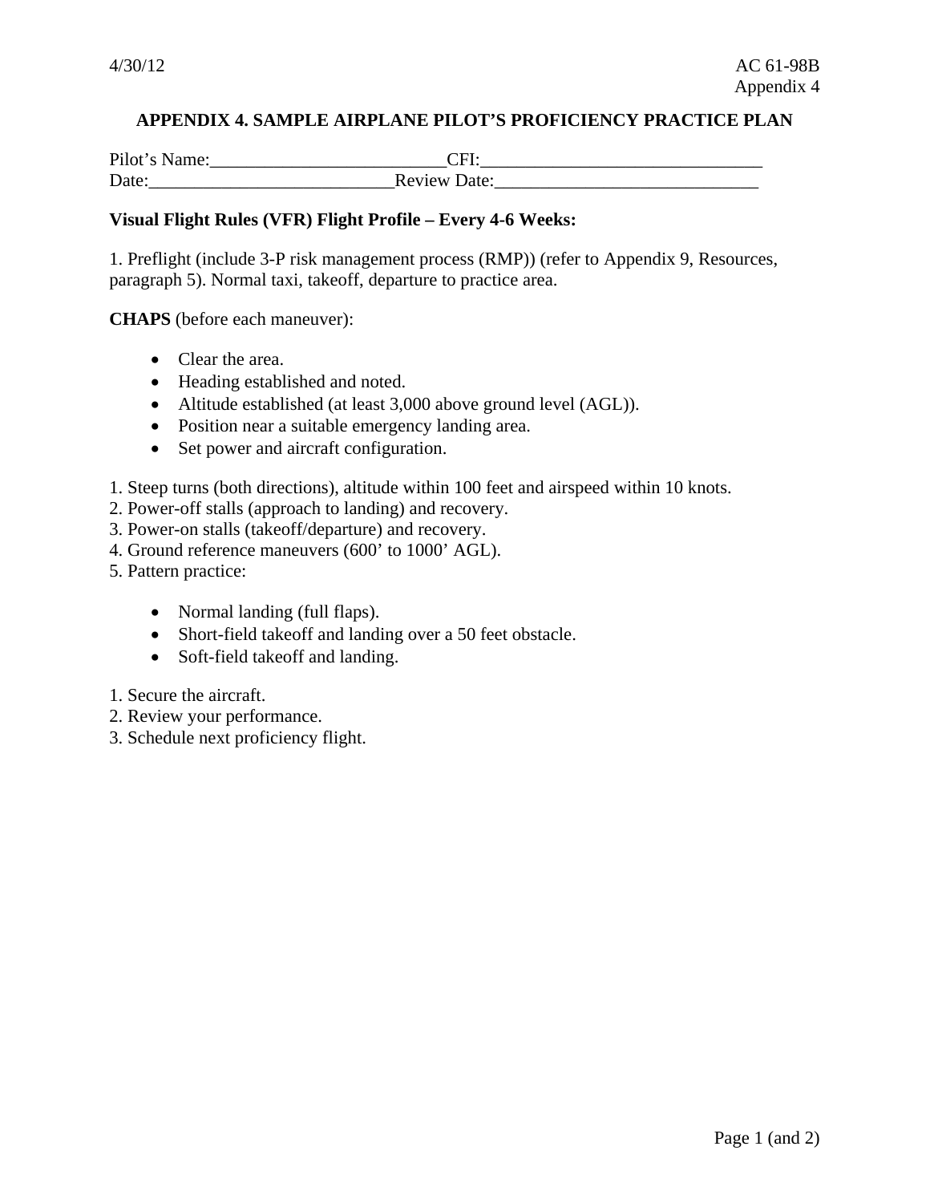# APPENDIX 4. SAMPLE AIRPLANE PILOT'S PROFICIENCY PRACTICE PLAN

Pilot's Name:__________________________CFI:_______________________________
Date:___________________________Review Date:_____________________________

**Visual Flight Rules (VFR) Flight Profile – Every 4-6 Weeks:**

1. Preflight (include 3-P risk management process (RMP)) (refer to Appendix 9, Resources, paragraph 5). Normal taxi, takeoff, departure to practice area.

**CHAPS** (before each maneuver):

- Clear the area.
- Heading established and noted.
- Altitude established (at least 3,000 above ground level (AGL)).
- Position near a suitable emergency landing area.
- Set power and aircraft configuration.

1. Steep turns (both directions), altitude within 100 feet and airspeed within 10 knots.
2. Power-off stalls (approach to landing) and recovery.
3. Power-on stalls (takeoff/departure) and recovery.
4. Ground reference maneuvers (600' to 1000' AGL).
5. Pattern practice:

   - Normal landing (full flaps).
   - Short-field takeoff and landing over a 50 feet obstacle.
   - Soft-field takeoff and landing.

1. Secure the aircraft.
2. Review your performance.
3. Schedule next proficiency flight.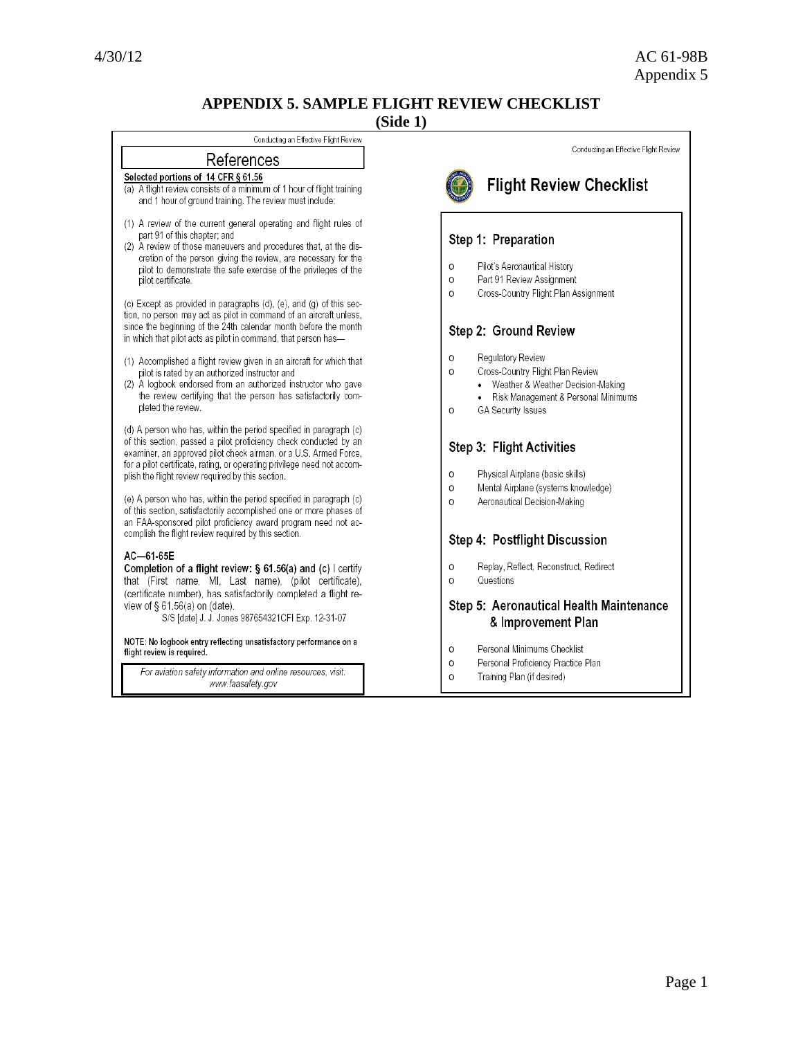# APPENDIX 5. SAMPLE FLIGHT REVIEW CHECKLIST
**(Side 1)**

Conducting an Effective Flight Review

## References

**Selected portions of 14 CFR § 61.56**

(a) A flight review consists of a minimum of 1 hour of flight training and 1 hour of ground training. The review must include:

(1) A review of the current general operating and flight rules of part 91 of this chapter; and
(2) A review of those maneuvers and procedures that, at the discretion of the person giving the review, are necessary for the pilot to demonstrate the safe exercise of the privileges of the pilot certificate.

(c) Except as provided in paragraphs (d), (e), and (g) of this section, no person may act as pilot in command of an aircraft unless, since the beginning of the 24th calendar month before the month in which that pilot acts as pilot in command, that person has—

(1) Accomplished a flight review given in an aircraft for which that pilot is rated by an authorized instructor and
(2) A logbook endorsed from an authorized instructor who gave the review certifying that the person has satisfactorily completed the review.

(d) A person who has, within the period specified in paragraph (c) of this section, passed a pilot proficiency check conducted by an examiner, an approved pilot check airman, or a U.S. Armed Force, for a pilot certificate, rating, or operating privilege need not accomplish the flight review required by this section.

(e) A person who has, within the period specified in paragraph (c) of this section, satisfactorily accomplished one or more phases of an FAA-sponsored pilot proficiency award program need not accomplish the flight review required by this section.

**AC—61-65E**

**Completion of a flight review: § 61.56(a) and (c)** I certify that (First name, MI, Last name), (pilot certificate), (certificate number), has satisfactorily completed a flight review of § 61.56(a) on (date).

S/S [date] J. J. Jones 987654321CFI Exp. 12-31-07

**NOTE: No logbook entry reflecting unsatisfactory performance on a flight review is required.**

*For aviation safety information and online resources, visit: www.faasafety.gov*

Conducting an Effective Flight Review

## Flight Review Checklist

### Step 1: Preparation

- Pilot's Aeronautical History
- Part 91 Review Assignment
- Cross-Country Flight Plan Assignment

### Step 2: Ground Review

- Regulatory Review
- Cross-Country Flight Plan Review
  - Weather & Weather Decision-Making
  - Risk Management & Personal Minimums
- GA Security Issues

### Step 3: Flight Activities

- Physical Airplane (basic skills)
- Mental Airplane (systems knowledge)
- Aeronautical Decision-Making

### Step 4: Postflight Discussion

- Replay, Reflect, Reconstruct, Redirect
- Questions

### Step 5: Aeronautical Health Maintenance & Improvement Plan

- Personal Minimums Checklist
- Personal Proficiency Practice Plan
- Training Plan (if desired)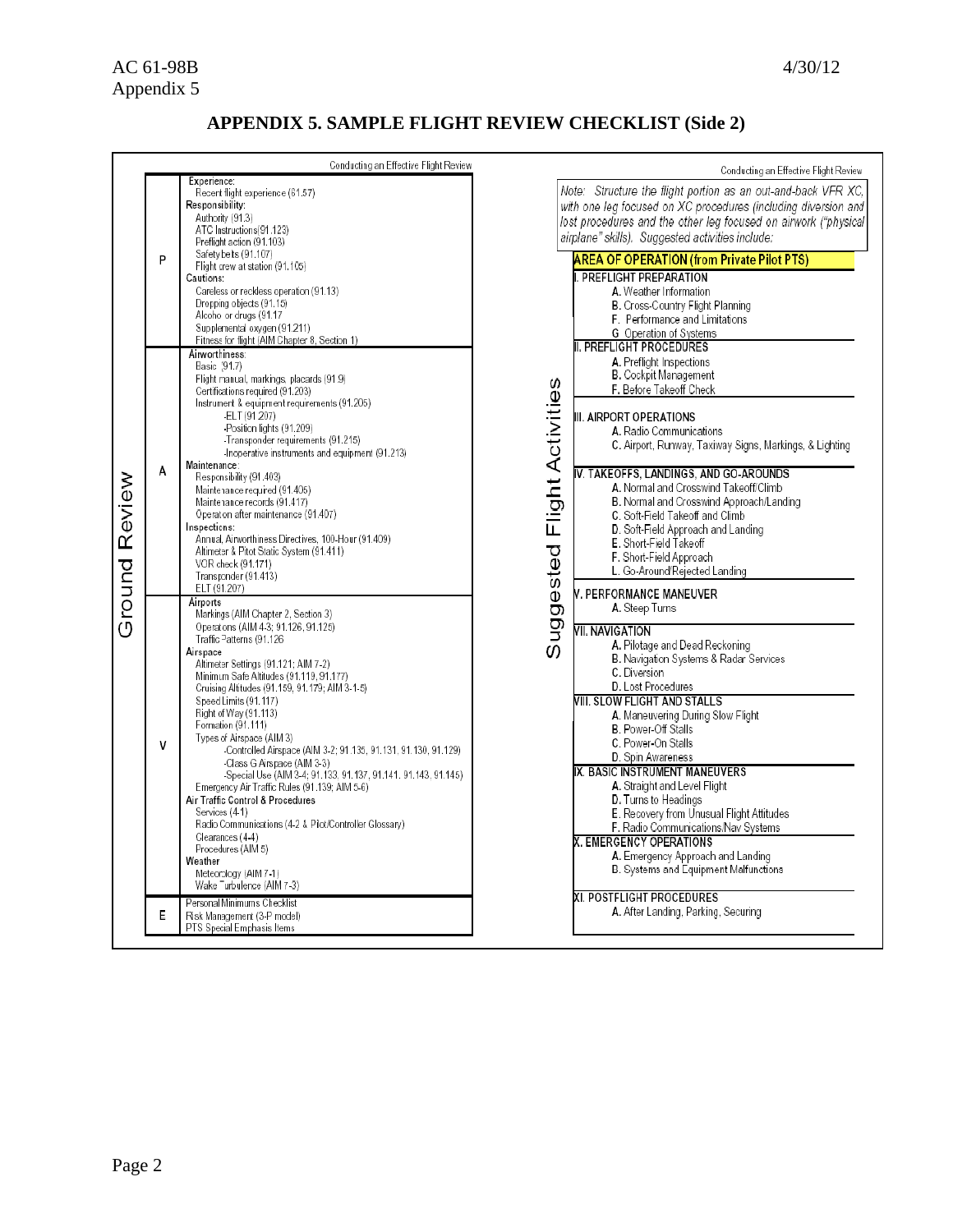# APPENDIX 5. SAMPLE FLIGHT REVIEW CHECKLIST (Side 2)

Conducting an Effective Flight Review

**Ground Review**

| | |
|---|---|
| P | **Experience:**<br>Recent flight experience (61.57)<br>**Responsibility:**<br>Authority (91.3)<br>ATC Instructions(91.123)<br>Preflight action (91.103)<br>Safety belts (91.107)<br>Flight crew at station (91.105)<br>**Cautions:**<br>Careless or reckless operation (91.13)<br>Dropping objects (91.15)<br>Alcohol or drugs (91.17<br>Supplemental oxygen (91.211)<br>Fitness for flight (AIM Chapter 8, Section 1) |
| A | **Airworthiness:**<br>Basic (91.7)<br>Flight manual, markings, placards (91.9)<br>Certifications required (91.203)<br>Instrument & equipment requirements (91.205)<br>-ELT (91.207)<br>-Position lights (91.209)<br>-Transponder requirements (91.215)<br>-Inoperative instruments and equipment (91.213)<br>**Maintenance:**<br>Responsibility (91.403)<br>Maintenance required (91.405)<br>Maintenance records (91.417)<br>Operation after maintenance (91.407)<br>**Inspections:**<br>Annual, Airworthiness Directives, 100-Hour (91.409)<br>Altimeter & Pitot Static System (91.411)<br>VOR check (91.171)<br>Transponder (91.413)<br>ELT (91.207) |
| V | **Airports**<br>Markings (AIM Chapter 2, Section 3)<br>Operations (AIM 4-3; 91.126, 91.125)<br>Traffic Patterns (91.126<br>**Airspace**<br>Altimeter Settings (91.121; AIM 7-2)<br>Minimum Safe Altitudes (91.119, 91.177)<br>Cruising Altitudes (91.159, 91.179; AIM 3-1-5)<br>Speed Limits (91.117)<br>Right of Way (91.113)<br>Formation (91.111)<br>Types of Airspace (AIM 3)<br>-Controlled Airspace (AIM 3-2; 91.135, 91.131, 91.130, 91.129)<br>-Class G Airspace (AIM 3-3)<br>-Special Use (AIM 3-4; 91.133, 91.137, 91.141, 91.143, 91.145)<br>Emergency Air Traffic Rules (91.139; AIM 5-6)<br>**Air Traffic Control & Procedures**<br>Services (4-1)<br>Radio Communications (4-2 & Pilot/Controller Glossary)<br>Clearances (4-4)<br>Procedures (AIM 5)<br>**Weather**<br>Meteorology (AIM 7-1)<br>Wake Turbulence (AIM 7-3) |
| E | Personal Minimums Checklist<br>Risk Management (3-P model)<br>PTS Special Emphasis Items |

Conducting an Effective Flight Review

**Suggested Flight Activities**

*Note: Structure the flight portion as an out-and-back VFR XC, with one leg focused on XC procedures (including diversion and lost procedures and the other leg focused on airwork ("physical airplane" skills). Suggested activities include:*

**AREA OF OPERATION (from Private Pilot PTS)**

**I. PREFLIGHT PREPARATION**
- A. Weather Information
- B. Cross-Country Flight Planning
- F. Performance and Limitations
- G. Operation of Systems

**II. PREFLIGHT PROCEDURES**
- A. Preflight Inspections
- B. Cockpit Management
- F. Before Takeoff Check

**III. AIRPORT OPERATIONS**
- A. Radio Communications
- C. Airport, Runway, Taxiway Signs, Markings, & Lighting

**IV. TAKEOFFS, LANDINGS, AND GO-AROUNDS**
- A. Normal and Crosswind Takeoff/Climb
- B. Normal and Crosswind Approach/Landing
- C. Soft-Field Takeoff and Climb
- D. Soft-Field Approach and Landing
- E. Short-Field Takeoff
- F. Short-Field Approach
- L. Go-Around/Rejected Landing

**V. PERFORMANCE MANEUVER**
- A. Steep Turns

**VII. NAVIGATION**
- A. Pilotage and Dead Reckoning
- B. Navigation Systems & Radar Services
- C. Diversion
- D. Lost Procedures

**VIII. SLOW FLIGHT AND STALLS**
- A. Maneuvering During Slow Flight
- B. Power-Off Stalls
- C. Power-On Stalls
- D. Spin Awareness

**IX. BASIC INSTRUMENT MANEUVERS**
- A. Straight and Level Flight
- D. Turns to Headings
- E. Recovery from Unusual Flight Attitudes
- F. Radio Communications/Nav Systems

**X. EMERGENCY OPERATIONS**
- A. Emergency Approach and Landing
- B. Systems and Equipment Malfunctions

**XI. POSTFLIGHT PROCEDURES**
- A. After Landing, Parking, Securing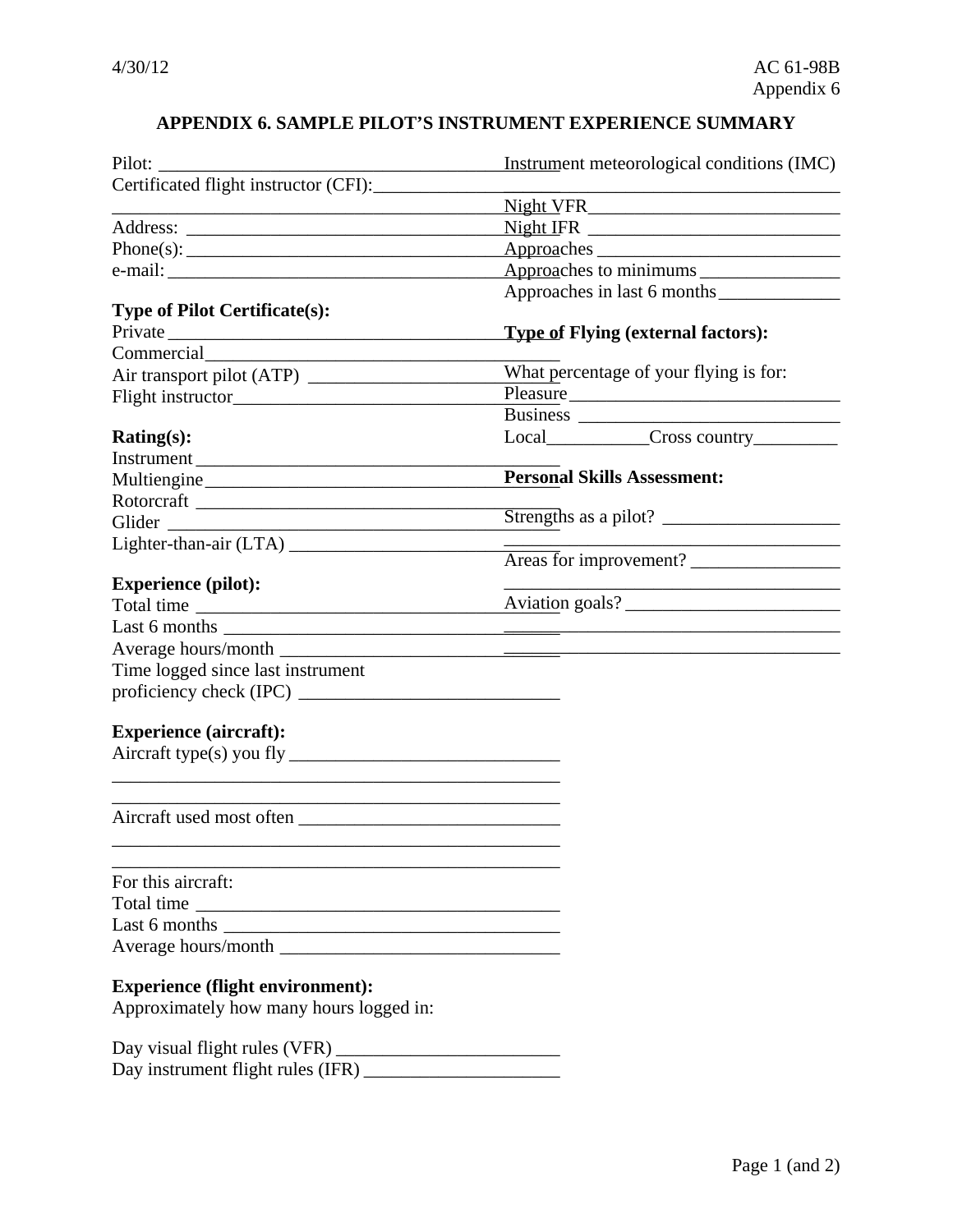# APPENDIX 6. SAMPLE PILOT'S INSTRUMENT EXPERIENCE SUMMARY

Pilot: ______________________________________

Certificated flight instructor (CFI): ______________________________________

______________________________________

Address: ______________________________________

Phone(s): ______________________________________

e-mail: ______________________________________

**Type of Pilot Certificate(s):**

Private ______________________________________

Commercial ______________________________________

Air transport pilot (ATP) ______________________________________

Flight instructor ______________________________________

**Rating(s):**

Instrument ______________________________________

Multiengine ______________________________________

Rotorcraft ______________________________________

Glider ______________________________________

Lighter-than-air (LTA) ______________________________________

**Experience (pilot):**

Total time ______________________________________

Last 6 months ______________________________________

Average hours/month ______________________________________

Time logged since last instrument proficiency check (IPC) ______________________________________

**Experience (aircraft):**

Aircraft type(s) you fly ______________________________________

______________________________________

______________________________________

Aircraft used most often ______________________________________

______________________________________

______________________________________

For this aircraft:

Total time ______________________________________

Last 6 months ______________________________________

Average hours/month ______________________________________

**Experience (flight environment):**

Approximately how many hours logged in:

Day visual flight rules (VFR) ______________________________________

Day instrument flight rules (IFR) ______________________________________

Instrument meteorological conditions (IMC) ______________________________________

Night VFR ______________________________________

Night IFR ______________________________________

Approaches ______________________________________

Approaches to minimums ______________________________________

Approaches in last 6 months ______________________________________

**Type of Flying (external factors):**

What percentage of your flying is for:

Pleasure ______________________________________

Business ______________________________________

Local ____________ Cross country __________

**Personal Skills Assessment:**

Strengths as a pilot? ______________________________________

______________________________________

Areas for improvement? ______________________________________

______________________________________

Aviation goals? ______________________________________

______________________________________

______________________________________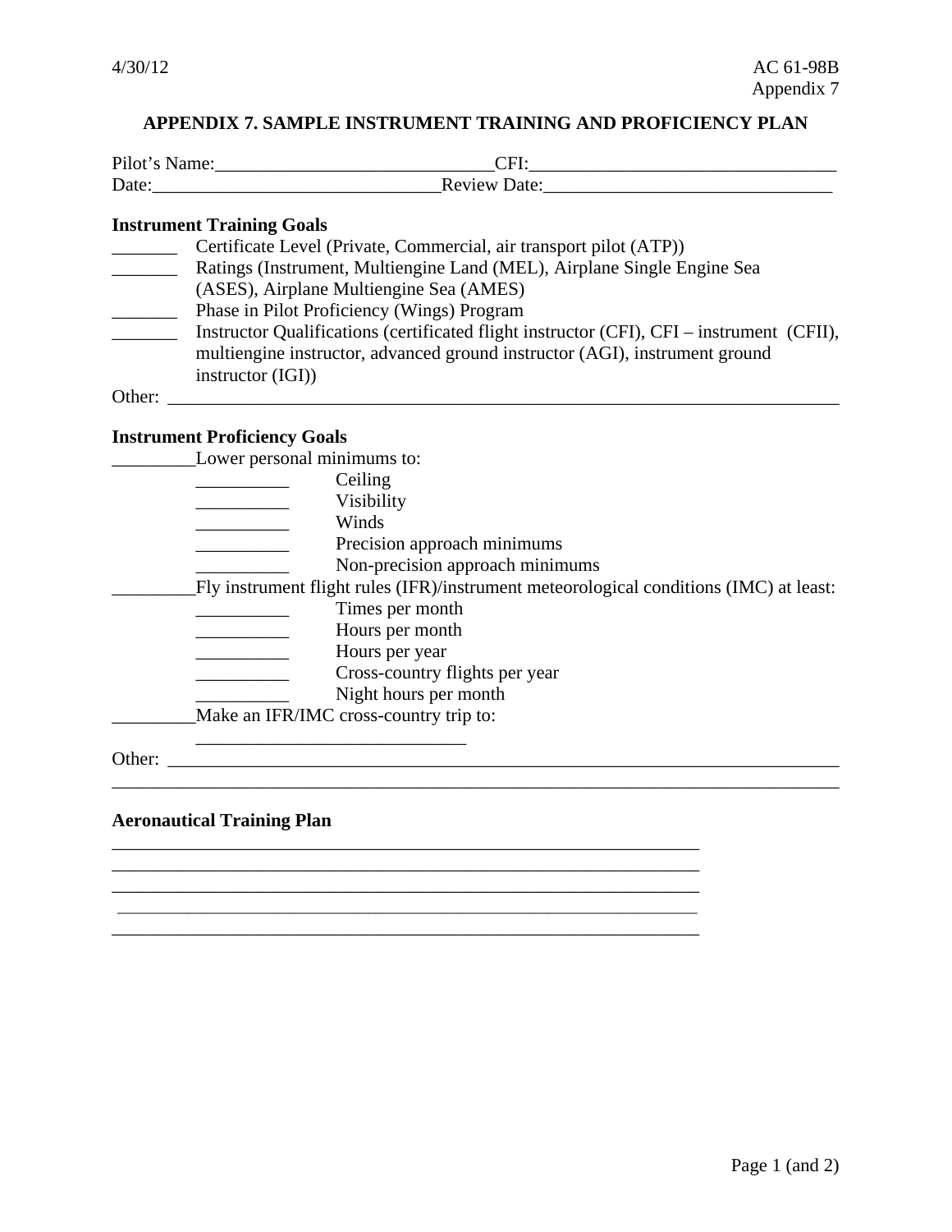# APPENDIX 7. SAMPLE INSTRUMENT TRAINING AND PROFICIENCY PLAN

Pilot's Name:_____________________________CFI:_________________________________
Date:_______________________________Review Date:_______________________________

**Instrument Training Goals**

_______ Certificate Level (Private, Commercial, air transport pilot (ATP))
_______ Ratings (Instrument, Multiengine Land (MEL), Airplane Single Engine Sea (ASES), Airplane Multiengine Sea (AMES)
_______ Phase in Pilot Proficiency (Wings) Program
_______ Instructor Qualifications (certificated flight instructor (CFI), CFI – instrument (CFII), multiengine instructor, advanced ground instructor (AGI), instrument ground instructor (IGI))

Other: ___________________________________________________________________________

**Instrument Proficiency Goals**

_________Lower personal minimums to:
- __________ Ceiling
- __________ Visibility
- __________ Winds
- __________ Precision approach minimums
- __________ Non-precision approach minimums

_________Fly instrument flight rules (IFR)/instrument meteorological conditions (IMC) at least:
- __________ Times per month
- __________ Hours per month
- __________ Hours per year
- __________ Cross-country flights per year
- __________ Night hours per month

_________Make an IFR/IMC cross-country trip to:
_____________________________

Other: ___________________________________________________________________________
_________________________________________________________________________________

**Aeronautical Training Plan**

_________________________________________________________________
_________________________________________________________________
_________________________________________________________________
_________________________________________________________________
_________________________________________________________________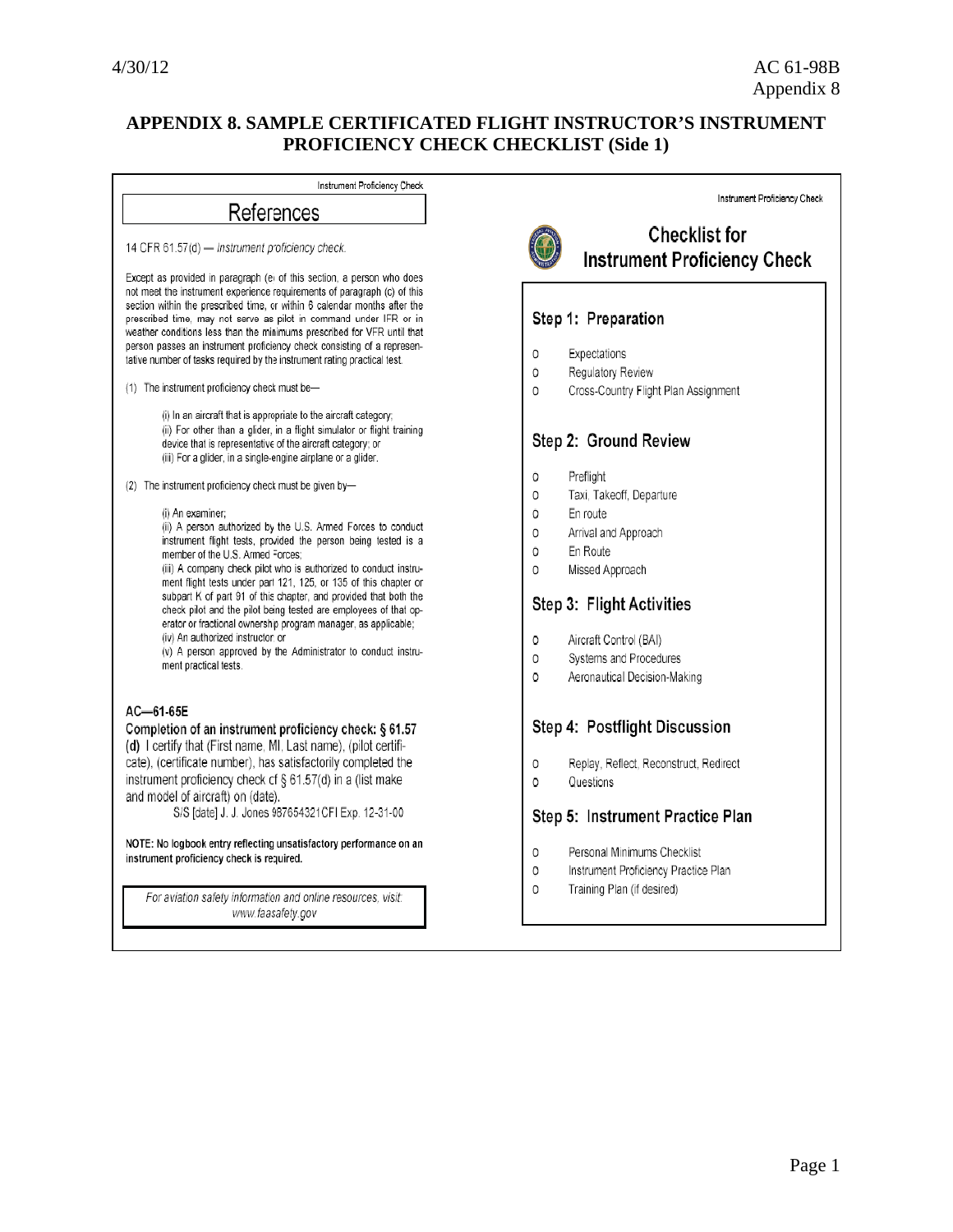# APPENDIX 8. SAMPLE CERTIFICATED FLIGHT INSTRUCTOR'S INSTRUMENT PROFICIENCY CHECK CHECKLIST (Side 1)

Instrument Proficiency Check

## References

14 CFR 61.57(d) — *instrument proficiency check.*

Except as provided in paragraph (e) of this section, a person who does not meet the instrument experience requirements of paragraph (c) of this section within the prescribed time, or within 6 calendar months after the prescribed time, may not serve as pilot in command under IFR or in weather conditions less than the minimums prescribed for VFR until that person passes an instrument proficiency check consisting of a representative number of tasks required by the instrument rating practical test.

(1) The instrument proficiency check must be—

(i) In an aircraft that is appropriate to the aircraft category;
(ii) For other than a glider, in a flight simulator or flight training device that is representative of the aircraft category; or
(iii) For a glider, in a single-engine airplane or a glider.

(2) The instrument proficiency check must be given by—

(i) An examiner;
(ii) A person authorized by the U.S. Armed Forces to conduct instrument flight tests, provided the person being tested is a member of the U.S. Armed Forces;
(iii) A company check pilot who is authorized to conduct instrument flight tests under part 121, 125, or 135 of this chapter or subpart K of part 91 of this chapter, and provided that both the check pilot and the pilot being tested are employees of that operator or fractional ownership program manager, as applicable;
(iv) An authorized instructor; or
(v) A person approved by the Administrator to conduct instrument practical tests.

**AC—61-65E**

**Completion of an instrument proficiency check: § 61.57**
**(d)** I certify that (First name, MI, Last name), (pilot certificate), (certificate number), has satisfactorily completed the instrument proficiency check of § 61.57(d) in a (list make and model of aircraft) on (date).
S/S [date] J. J. Jones 987654321CFI Exp. 12-31-00

**NOTE: No logbook entry reflecting unsatisfactory performance on an instrument proficiency check is required.**

*For aviation safety information and online resources, visit: www.faasafety.gov*

Instrument Proficiency Check

## Checklist for Instrument Proficiency Check

### Step 1: Preparation

- O Expectations
- O Regulatory Review
- O Cross-Country Flight Plan Assignment

### Step 2: Ground Review

- O Preflight
- O Taxi, Takeoff, Departure
- O En route
- O Arrival and Approach
- O En Route
- O Missed Approach

### Step 3: Flight Activities

- O Aircraft Control (BAI)
- O Systems and Procedures
- O Aeronautical Decision-Making

### Step 4: Postflight Discussion

- O Replay, Reflect, Reconstruct, Redirect
- O Questions

### Step 5: Instrument Practice Plan

- O Personal Minimums Checklist
- O Instrument Proficiency Practice Plan
- O Training Plan (if desired)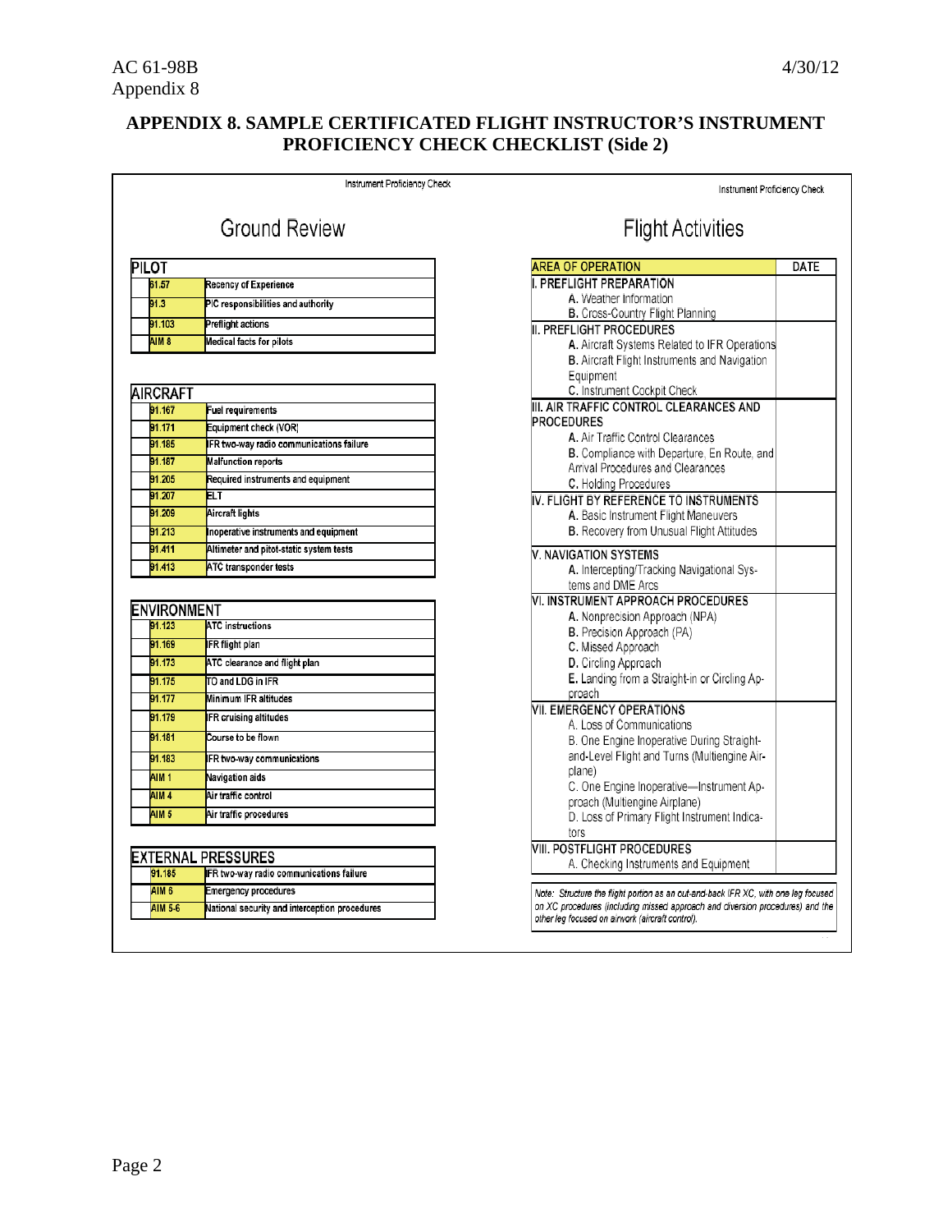## APPENDIX 8. SAMPLE CERTIFICATED FLIGHT INSTRUCTOR'S INSTRUMENT PROFICIENCY CHECK CHECKLIST (Side 2)

Instrument Proficiency Check

### Ground Review

**PILOT**

| | |
|---|---|
| 61.57 | Recency of Experience |
| 91.3 | PIC responsibilities and authority |
| 91.103 | Preflight actions |
| AIM 8 | Medical facts for pilots |

**AIRCRAFT**

| | |
|---|---|
| 91.167 | Fuel requirements |
| 91.171 | Equipment check (VOR) |
| 91.185 | IFR two-way radio communications failure |
| 91.187 | Malfunction reports |
| 91.205 | Required instruments and equipment |
| 91.207 | ELT |
| 91.209 | Aircraft lights |
| 91.213 | Inoperative instruments and equipment |
| 91.411 | Altimeter and pitot-static system tests |
| 91.413 | ATC transponder tests |

**ENVIRONMENT**

| | |
|---|---|
| 91.123 | ATC instructions |
| 91.169 | IFR flight plan |
| 91.173 | ATC clearance and flight plan |
| 91.175 | TO and LDG in IFR |
| 91.177 | Minimum IFR altitudes |
| 91.179 | IFR cruising altitudes |
| 91.181 | Course to be flown |
| 91.183 | IFR two-way communications |
| AIM 1 | Navigation aids |
| AIM 4 | Air traffic control |
| AIM 5 | Air traffic procedures |

**EXTERNAL PRESSURES**

| | |
|---|---|
| 91.185 | IFR two-way radio communications failure |
| AIM 6 | Emergency procedures |
| AIM 5-6 | National security and interception procedures |

Instrument Proficiency Check

### Flight Activities

| AREA OF OPERATION | DATE |
|---|---|
| **I. PREFLIGHT PREPARATION**<br>A. Weather Information<br>B. Cross-Country Flight Planning | |
| **II. PREFLIGHT PROCEDURES**<br>A. Aircraft Systems Related to IFR Operations<br>B. Aircraft Flight Instruments and Navigation Equipment<br>C. Instrument Cockpit Check | |
| **III. AIR TRAFFIC CONTROL CLEARANCES AND PROCEDURES**<br>A. Air Traffic Control Clearances<br>B. Compliance with Departure, En Route, and Arrival Procedures and Clearances<br>C. Holding Procedures | |
| **IV. FLIGHT BY REFERENCE TO INSTRUMENTS**<br>A. Basic Instrument Flight Maneuvers<br>B. Recovery from Unusual Flight Attitudes | |
| **V. NAVIGATION SYSTEMS**<br>A. Intercepting/Tracking Navigational Systems and DME Arcs | |
| **VI. INSTRUMENT APPROACH PROCEDURES**<br>A. Nonprecision Approach (NPA)<br>B. Precision Approach (PA)<br>C. Missed Approach<br>D. Circling Approach<br>E. Landing from a Straight-in or Circling Approach | |
| **VII. EMERGENCY OPERATIONS**<br>A. Loss of Communications<br>B. One Engine Inoperative During Straight-and-Level Flight and Turns (Multiengine Airplane)<br>C. One Engine Inoperative—Instrument Approach (Multiengine Airplane)<br>D. Loss of Primary Flight Instrument Indicators | |
| **VIII. POSTFLIGHT PROCEDURES**<br>A. Checking Instruments and Equipment | |

*Note: Structure the flight portion as an out-and-back IFR XC, with one leg focused on XC procedures (including missed approach and diversion procedures) and the other leg focused on airwork (aircraft control).*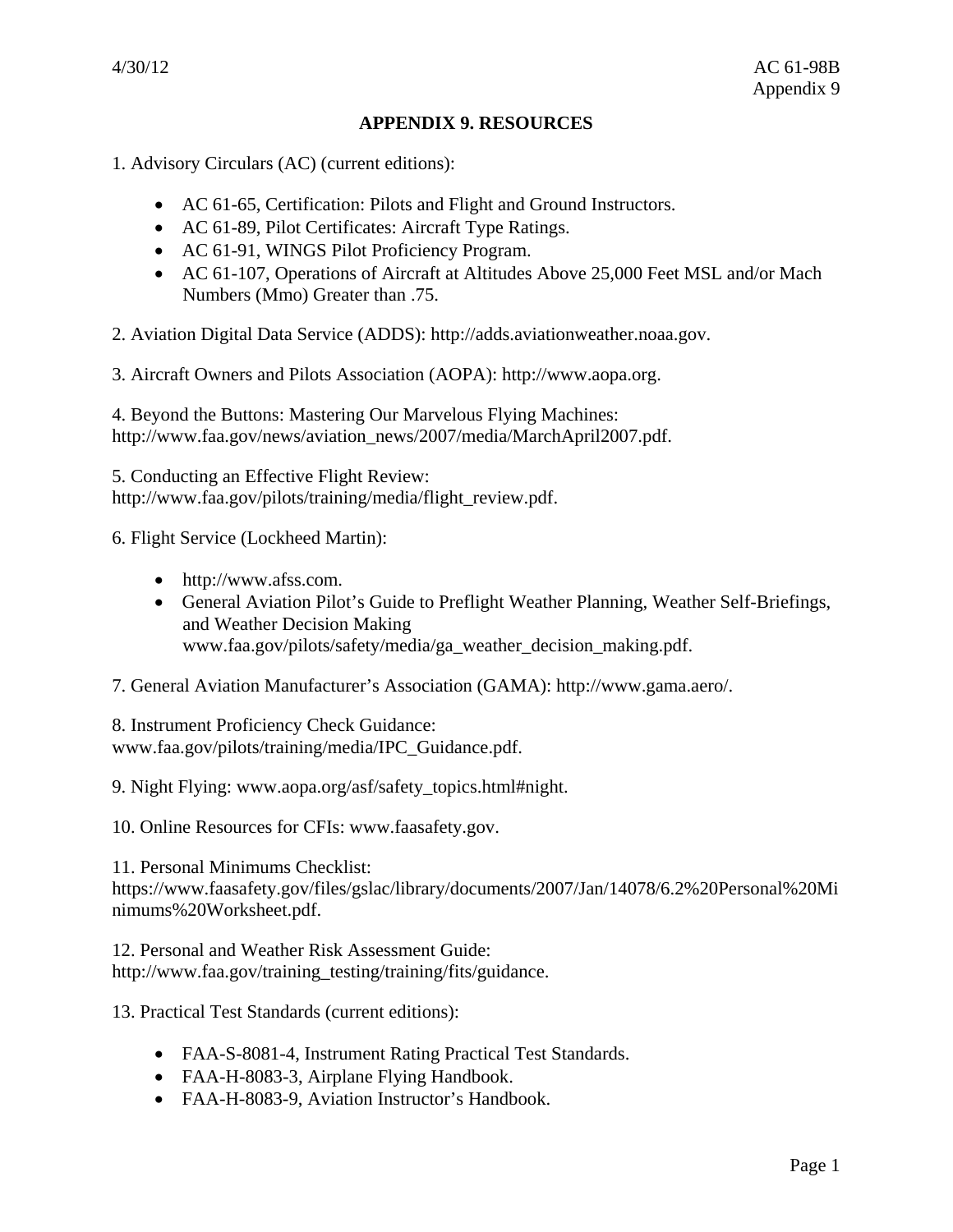## APPENDIX 9. RESOURCES

1. Advisory Circulars (AC) (current editions):

   - AC 61-65, Certification: Pilots and Flight and Ground Instructors.
   - AC 61-89, Pilot Certificates: Aircraft Type Ratings.
   - AC 61-91, WINGS Pilot Proficiency Program.
   - AC 61-107, Operations of Aircraft at Altitudes Above 25,000 Feet MSL and/or Mach Numbers (Mmo) Greater than .75.

2. Aviation Digital Data Service (ADDS): http://adds.aviationweather.noaa.gov.

3. Aircraft Owners and Pilots Association (AOPA): http://www.aopa.org.

4. Beyond the Buttons: Mastering Our Marvelous Flying Machines: http://www.faa.gov/news/aviation_news/2007/media/MarchApril2007.pdf.

5. Conducting an Effective Flight Review: http://www.faa.gov/pilots/training/media/flight_review.pdf.

6. Flight Service (Lockheed Martin):

   - http://www.afss.com.
   - General Aviation Pilot's Guide to Preflight Weather Planning, Weather Self-Briefings, and Weather Decision Making www.faa.gov/pilots/safety/media/ga_weather_decision_making.pdf.

7. General Aviation Manufacturer's Association (GAMA): http://www.gama.aero/.

8. Instrument Proficiency Check Guidance: www.faa.gov/pilots/training/media/IPC_Guidance.pdf.

9. Night Flying: www.aopa.org/asf/safety_topics.html#night.

10. Online Resources for CFIs: www.faasafety.gov.

11. Personal Minimums Checklist: https://www.faasafety.gov/files/gslac/library/documents/2007/Jan/14078/6.2%20Personal%20Minimums%20Worksheet.pdf.

12. Personal and Weather Risk Assessment Guide: http://www.faa.gov/training_testing/training/fits/guidance.

13. Practical Test Standards (current editions):

   - FAA-S-8081-4, Instrument Rating Practical Test Standards.
   - FAA-H-8083-3, Airplane Flying Handbook.
   - FAA-H-8083-9, Aviation Instructor's Handbook.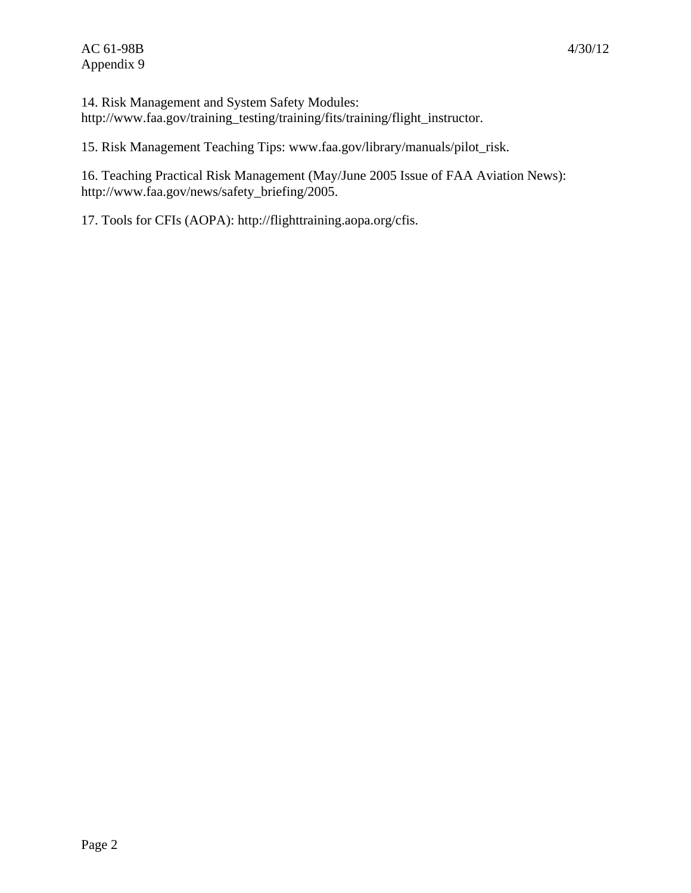14. Risk Management and System Safety Modules: http://www.faa.gov/training_testing/training/fits/training/flight_instructor.

15. Risk Management Teaching Tips: www.faa.gov/library/manuals/pilot_risk.

16. Teaching Practical Risk Management (May/June 2005 Issue of FAA Aviation News): http://www.faa.gov/news/safety_briefing/2005.

17. Tools for CFIs (AOPA): http://flighttraining.aopa.org/cfis.